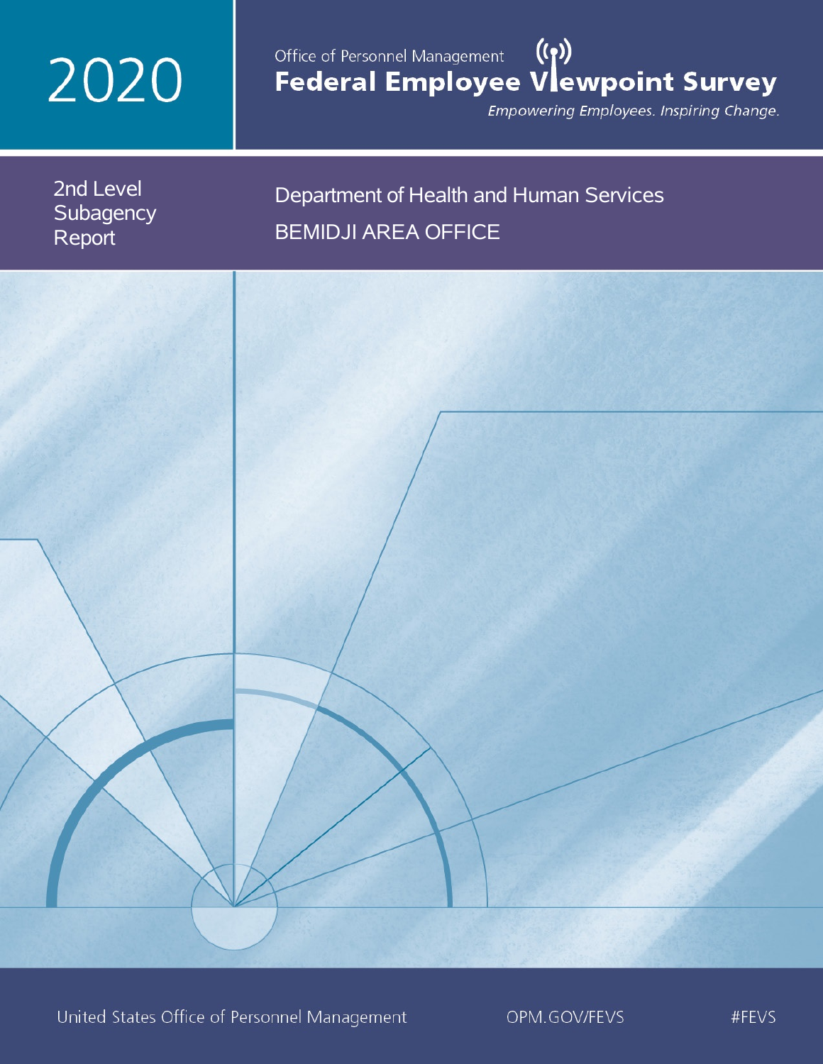# 2020

Office of Personnel Management

# Federal Employee Viewpoint Survey

*Empowering Employees. Inspiring Change.*

2nd Level Subagency Report

## Department of Health and Human Services

## BEMIDJI AREA OFFICE

United States Office of Personnel Management

OPM.GOV/FEVS

#FEVS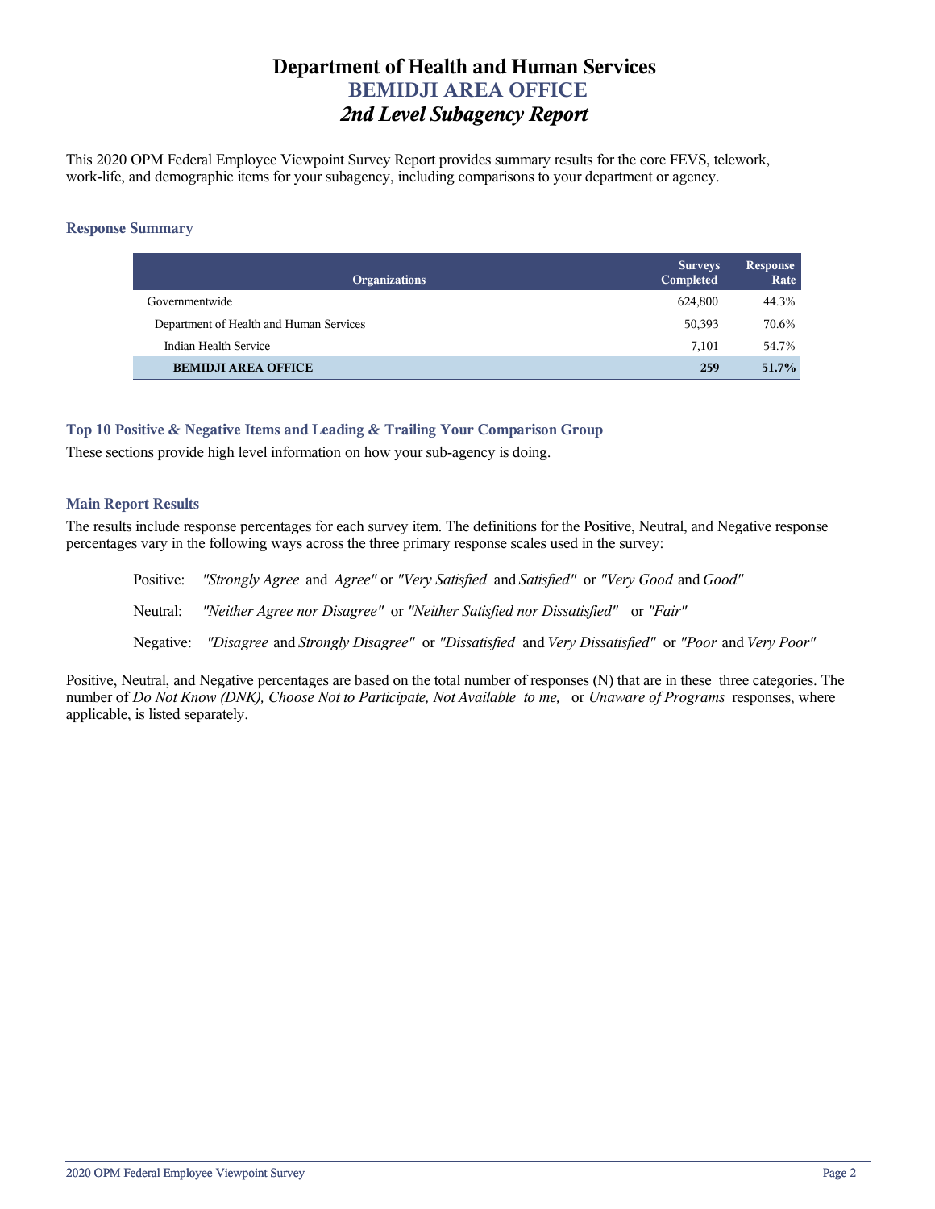# Department of Health and Human Services
## BEMIDJI AREA OFFICE
### *2nd Level Subagency Report*

This 2020 OPM Federal Employee Viewpoint Survey Report provides summary results for the core FEVS, telework, work-life, and demographic items for your subagency, including comparisons to your department or agency.

### Response Summary

| Organizations | Surveys Completed | Response Rate |
|---|---|---|
| Governmentwide | 624,800 | 44.3% |
| Department of Health and Human Services | 50,393 | 70.6% |
| Indian Health Service | 7,101 | 54.7% |
| **BEMIDJI AREA OFFICE** | **259** | **51.7%** |

### Top 10 Positive & Negative Items and Leading & Trailing Your Comparison Group

These sections provide high level information on how your sub-agency is doing.

### Main Report Results

The results include response percentages for each survey item. The definitions for the Positive, Neutral, and Negative response percentages vary in the following ways across the three primary response scales used in the survey:

Positive: *"Strongly Agree* and *Agree"* or *"Very Satisfied* and *Satisfied"* or *"Very Good* and *Good"*

Neutral: *"Neither Agree nor Disagree"* or *"Neither Satisfied nor Dissatisfied"* or *"Fair"*

Negative: *"Disagree* and *Strongly Disagree"* or *"Dissatisfied* and *Very Dissatisfied"* or *"Poor* and *Very Poor"*

Positive, Neutral, and Negative percentages are based on the total number of responses (N) that are in these three categories. The number of *Do Not Know (DNK), Choose Not to Participate, Not Available to me,* or *Unaware of Programs* responses, where applicable, is listed separately.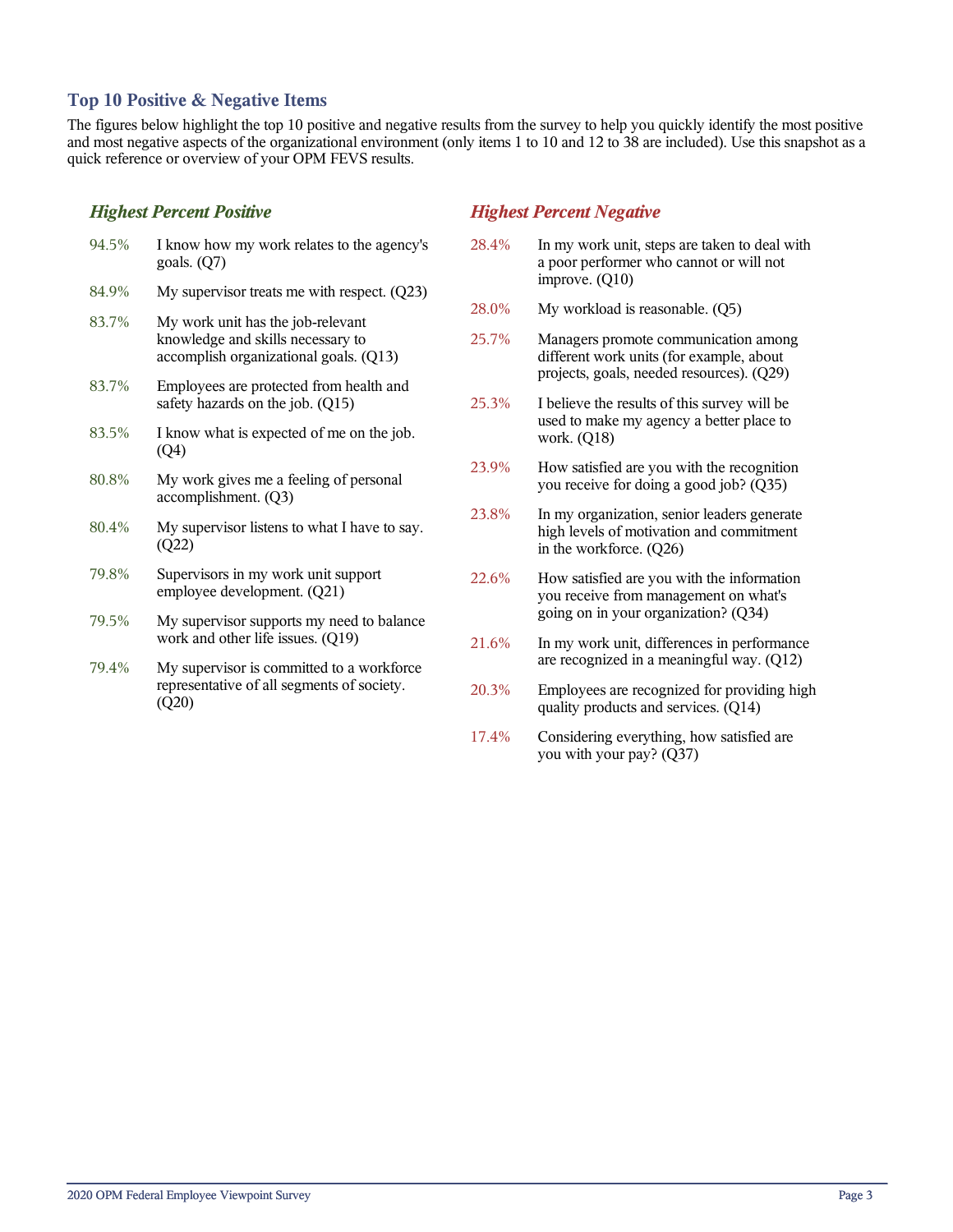## Top 10 Positive & Negative Items

The figures below highlight the top 10 positive and negative results from the survey to help you quickly identify the most positive and most negative aspects of the organizational environment (only items 1 to 10 and 12 to 38 are included). Use this snapshot as a quick reference or overview of your OPM FEVS results.

### *Highest Percent Positive*

| | |
|---|---|
| 94.5% | I know how my work relates to the agency's goals. (Q7) |
| 84.9% | My supervisor treats me with respect. (Q23) |
| 83.7% | My work unit has the job-relevant knowledge and skills necessary to accomplish organizational goals. (Q13) |
| 83.7% | Employees are protected from health and safety hazards on the job. (Q15) |
| 83.5% | I know what is expected of me on the job. (Q4) |
| 80.8% | My work gives me a feeling of personal accomplishment. (Q3) |
| 80.4% | My supervisor listens to what I have to say. (Q22) |
| 79.8% | Supervisors in my work unit support employee development. (Q21) |
| 79.5% | My supervisor supports my need to balance work and other life issues. (Q19) |
| 79.4% | My supervisor is committed to a workforce representative of all segments of society. (Q20) |

### *Highest Percent Negative*

| | |
|---|---|
| 28.4% | In my work unit, steps are taken to deal with a poor performer who cannot or will not improve. (Q10) |
| 28.0% | My workload is reasonable. (Q5) |
| 25.7% | Managers promote communication among different work units (for example, about projects, goals, needed resources). (Q29) |
| 25.3% | I believe the results of this survey will be used to make my agency a better place to work. (Q18) |
| 23.9% | How satisfied are you with the recognition you receive for doing a good job? (Q35) |
| 23.8% | In my organization, senior leaders generate high levels of motivation and commitment in the workforce. (Q26) |
| 22.6% | How satisfied are you with the information you receive from management on what's going on in your organization? (Q34) |
| 21.6% | In my work unit, differences in performance are recognized in a meaningful way. (Q12) |
| 20.3% | Employees are recognized for providing high quality products and services. (Q14) |
| 17.4% | Considering everything, how satisfied are you with your pay? (Q37) |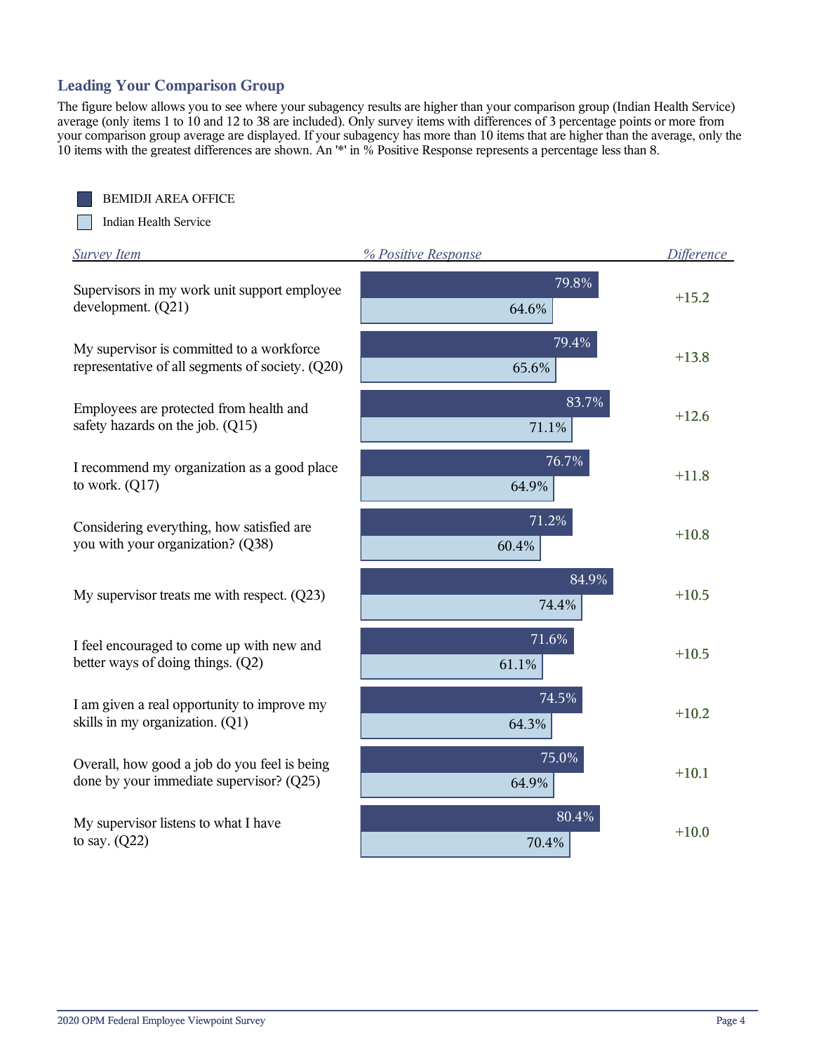## Leading Your Comparison Group

The figure below allows you to see where your subagency results are higher than your comparison group (Indian Health Service) average (only items 1 to 10 and 12 to 38 are included). Only survey items with differences of 3 percentage points or more from your comparison group average are displayed. If your subagency has more than 10 items that are higher than the average, only the 10 items with the greatest differences are shown. An '*' in % Positive Response represents a percentage less than 8.

| Survey Item | BEMIDJI AREA OFFICE (% Positive Response) | Indian Health Service (% Positive Response) | Difference |
|---|---|---|---|
| Supervisors in my work unit support employee development. (Q21) | 79.8% | 64.6% | +15.2 |
| My supervisor is committed to a workforce representative of all segments of society. (Q20) | 79.4% | 65.6% | +13.8 |
| Employees are protected from health and safety hazards on the job. (Q15) | 83.7% | 71.1% | +12.6 |
| I recommend my organization as a good place to work. (Q17) | 76.7% | 64.9% | +11.8 |
| Considering everything, how satisfied are you with your organization? (Q38) | 71.2% | 60.4% | +10.8 |
| My supervisor treats me with respect. (Q23) | 84.9% | 74.4% | +10.5 |
| I feel encouraged to come up with new and better ways of doing things. (Q2) | 71.6% | 61.1% | +10.5 |
| I am given a real opportunity to improve my skills in my organization. (Q1) | 74.5% | 64.3% | +10.2 |
| Overall, how good a job do you feel is being done by your immediate supervisor? (Q25) | 75.0% | 64.9% | +10.1 |
| My supervisor listens to what I have to say. (Q22) | 80.4% | 70.4% | +10.0 |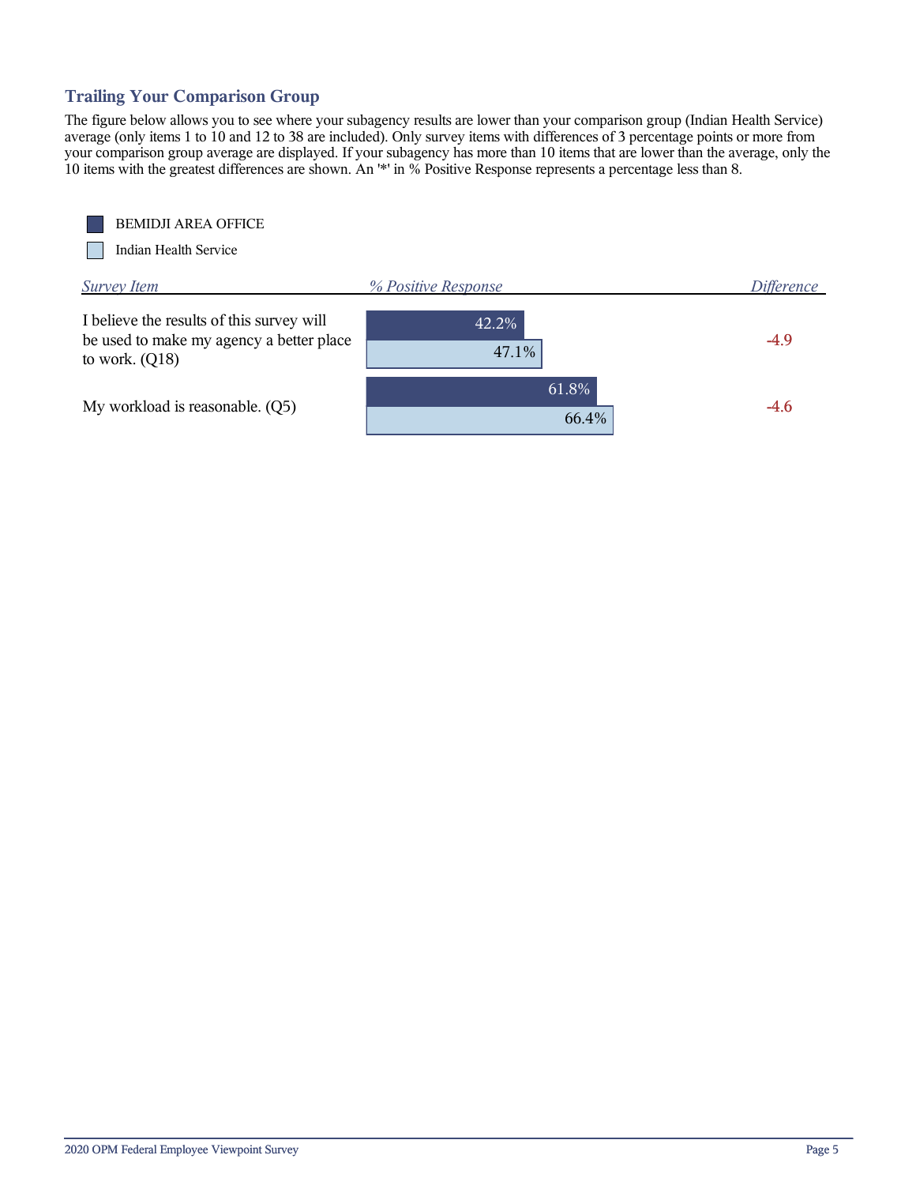## Trailing Your Comparison Group

The figure below allows you to see where your subagency results are lower than your comparison group (Indian Health Service) average (only items 1 to 10 and 12 to 38 are included). Only survey items with differences of 3 percentage points or more from your comparison group average are displayed. If your subagency has more than 10 items that are lower than the average, only the 10 items with the greatest differences are shown. An '*' in % Positive Response represents a percentage less than 8.

| Survey Item | % Positive Response: BEMIDJI AREA OFFICE | % Positive Response: Indian Health Service | Difference |
|---|---|---|---|
| I believe the results of this survey will be used to make my agency a better place to work. (Q18) | 42.2% | 47.1% | -4.9 |
| My workload is reasonable. (Q5) | 61.8% | 66.4% | -4.6 |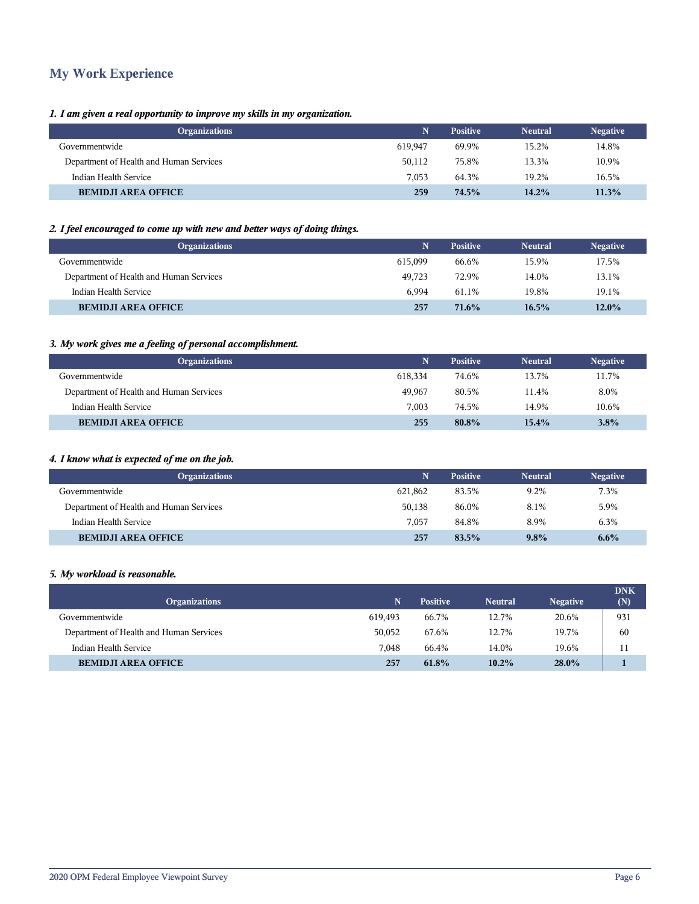## My Work Experience

*1. I am given a real opportunity to improve my skills in my organization.*

| Organizations | N | Positive | Neutral | Negative |
|---|---|---|---|---|
| Governmentwide | 619,947 | 69.9% | 15.2% | 14.8% |
| Department of Health and Human Services | 50,112 | 75.8% | 13.3% | 10.9% |
| Indian Health Service | 7,053 | 64.3% | 19.2% | 16.5% |
| **BEMIDJI AREA OFFICE** | **259** | **74.5%** | **14.2%** | **11.3%** |

*2. I feel encouraged to come up with new and better ways of doing things.*

| Organizations | N | Positive | Neutral | Negative |
|---|---|---|---|---|
| Governmentwide | 615,099 | 66.6% | 15.9% | 17.5% |
| Department of Health and Human Services | 49,723 | 72.9% | 14.0% | 13.1% |
| Indian Health Service | 6,994 | 61.1% | 19.8% | 19.1% |
| **BEMIDJI AREA OFFICE** | **257** | **71.6%** | **16.5%** | **12.0%** |

*3. My work gives me a feeling of personal accomplishment.*

| Organizations | N | Positive | Neutral | Negative |
|---|---|---|---|---|
| Governmentwide | 618,334 | 74.6% | 13.7% | 11.7% |
| Department of Health and Human Services | 49,967 | 80.5% | 11.4% | 8.0% |
| Indian Health Service | 7,003 | 74.5% | 14.9% | 10.6% |
| **BEMIDJI AREA OFFICE** | **255** | **80.8%** | **15.4%** | **3.8%** |

*4. I know what is expected of me on the job.*

| Organizations | N | Positive | Neutral | Negative |
|---|---|---|---|---|
| Governmentwide | 621,862 | 83.5% | 9.2% | 7.3% |
| Department of Health and Human Services | 50,138 | 86.0% | 8.1% | 5.9% |
| Indian Health Service | 7,057 | 84.8% | 8.9% | 6.3% |
| **BEMIDJI AREA OFFICE** | **257** | **83.5%** | **9.8%** | **6.6%** |

*5. My workload is reasonable.*

| Organizations | N | Positive | Neutral | Negative | DNK (N) |
|---|---|---|---|---|---|
| Governmentwide | 619,493 | 66.7% | 12.7% | 20.6% | 931 |
| Department of Health and Human Services | 50,052 | 67.6% | 12.7% | 19.7% | 60 |
| Indian Health Service | 7,048 | 66.4% | 14.0% | 19.6% | 11 |
| **BEMIDJI AREA OFFICE** | **257** | **61.8%** | **10.2%** | **28.0%** | **1** |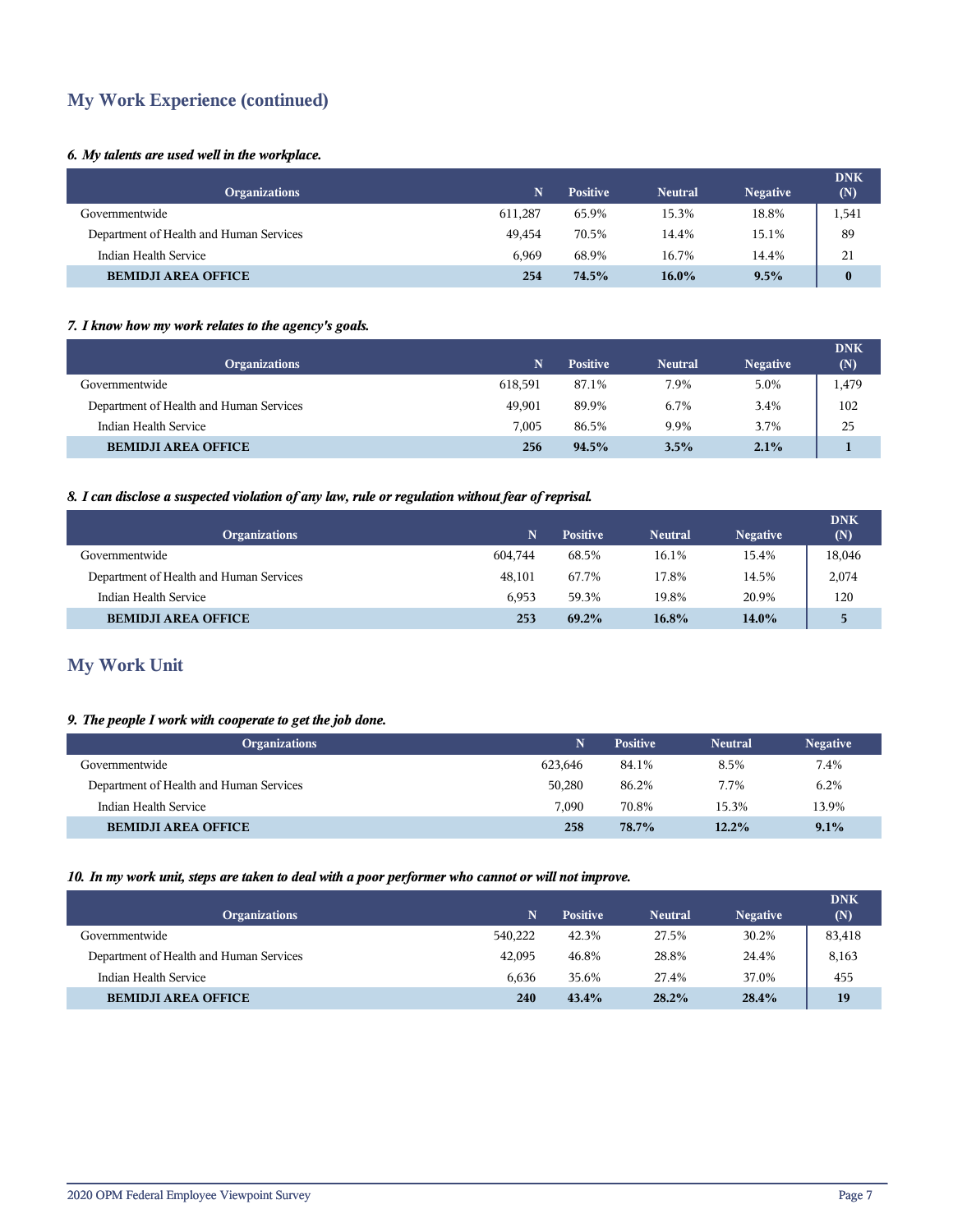## My Work Experience (continued)

***6. My talents are used well in the workplace.***

| Organizations | N | Positive | Neutral | Negative | DNK (N) |
|---|---|---|---|---|---|
| Governmentwide | 611,287 | 65.9% | 15.3% | 18.8% | 1,541 |
| Department of Health and Human Services | 49,454 | 70.5% | 14.4% | 15.1% | 89 |
| Indian Health Service | 6,969 | 68.9% | 16.7% | 14.4% | 21 |
| **BEMIDJI AREA OFFICE** | **254** | **74.5%** | **16.0%** | **9.5%** | **0** |

***7. I know how my work relates to the agency's goals.***

| Organizations | N | Positive | Neutral | Negative | DNK (N) |
|---|---|---|---|---|---|
| Governmentwide | 618,591 | 87.1% | 7.9% | 5.0% | 1,479 |
| Department of Health and Human Services | 49,901 | 89.9% | 6.7% | 3.4% | 102 |
| Indian Health Service | 7,005 | 86.5% | 9.9% | 3.7% | 25 |
| **BEMIDJI AREA OFFICE** | **256** | **94.5%** | **3.5%** | **2.1%** | **1** |

***8. I can disclose a suspected violation of any law, rule or regulation without fear of reprisal.***

| Organizations | N | Positive | Neutral | Negative | DNK (N) |
|---|---|---|---|---|---|
| Governmentwide | 604,744 | 68.5% | 16.1% | 15.4% | 18,046 |
| Department of Health and Human Services | 48,101 | 67.7% | 17.8% | 14.5% | 2,074 |
| Indian Health Service | 6,953 | 59.3% | 19.8% | 20.9% | 120 |
| **BEMIDJI AREA OFFICE** | **253** | **69.2%** | **16.8%** | **14.0%** | **5** |

## My Work Unit

***9. The people I work with cooperate to get the job done.***

| Organizations | N | Positive | Neutral | Negative |
|---|---|---|---|---|
| Governmentwide | 623,646 | 84.1% | 8.5% | 7.4% |
| Department of Health and Human Services | 50,280 | 86.2% | 7.7% | 6.2% |
| Indian Health Service | 7,090 | 70.8% | 15.3% | 13.9% |
| **BEMIDJI AREA OFFICE** | **258** | **78.7%** | **12.2%** | **9.1%** |

***10. In my work unit, steps are taken to deal with a poor performer who cannot or will not improve.***

| Organizations | N | Positive | Neutral | Negative | DNK (N) |
|---|---|---|---|---|---|
| Governmentwide | 540,222 | 42.3% | 27.5% | 30.2% | 83,418 |
| Department of Health and Human Services | 42,095 | 46.8% | 28.8% | 24.4% | 8,163 |
| Indian Health Service | 6,636 | 35.6% | 27.4% | 37.0% | 455 |
| **BEMIDJI AREA OFFICE** | **240** | **43.4%** | **28.2%** | **28.4%** | **19** |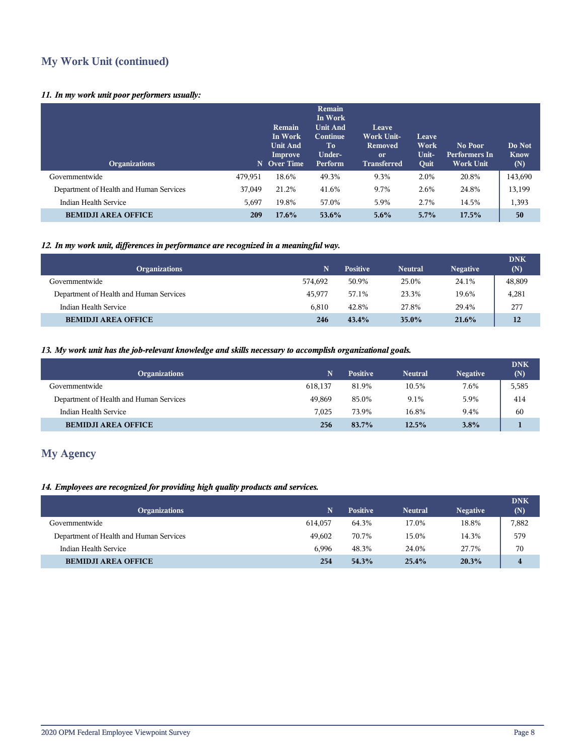## My Work Unit (continued)

*11. In my work unit poor performers usually:*

| Organizations | N | Remain In Work Unit And Improve Over Time | Remain In Work Unit And Continue To Under-Perform | Leave Work Unit-Removed or Transferred | Leave Work Unit-Quit | No Poor Performers In Work Unit | Do Not Know (N) |
|---|---|---|---|---|---|---|---|
| Governmentwide | 479,951 | 18.6% | 49.3% | 9.3% | 2.0% | 20.8% | 143,690 |
| Department of Health and Human Services | 37,049 | 21.2% | 41.6% | 9.7% | 2.6% | 24.8% | 13,199 |
| Indian Health Service | 5,697 | 19.8% | 57.0% | 5.9% | 2.7% | 14.5% | 1,393 |
| **BEMIDJI AREA OFFICE** | **209** | **17.6%** | **53.6%** | **5.6%** | **5.7%** | **17.5%** | **50** |

*12. In my work unit, differences in performance are recognized in a meaningful way.*

| Organizations | N | Positive | Neutral | Negative | DNK (N) |
|---|---|---|---|---|---|
| Governmentwide | 574,692 | 50.9% | 25.0% | 24.1% | 48,809 |
| Department of Health and Human Services | 45,977 | 57.1% | 23.3% | 19.6% | 4,281 |
| Indian Health Service | 6,810 | 42.8% | 27.8% | 29.4% | 277 |
| **BEMIDJI AREA OFFICE** | **246** | **43.4%** | **35.0%** | **21.6%** | **12** |

*13. My work unit has the job-relevant knowledge and skills necessary to accomplish organizational goals.*

| Organizations | N | Positive | Neutral | Negative | DNK (N) |
|---|---|---|---|---|---|
| Governmentwide | 618,137 | 81.9% | 10.5% | 7.6% | 5,585 |
| Department of Health and Human Services | 49,869 | 85.0% | 9.1% | 5.9% | 414 |
| Indian Health Service | 7,025 | 73.9% | 16.8% | 9.4% | 60 |
| **BEMIDJI AREA OFFICE** | **256** | **83.7%** | **12.5%** | **3.8%** | **1** |

## My Agency

*14. Employees are recognized for providing high quality products and services.*

| Organizations | N | Positive | Neutral | Negative | DNK (N) |
|---|---|---|---|---|---|
| Governmentwide | 614,057 | 64.3% | 17.0% | 18.8% | 7,882 |
| Department of Health and Human Services | 49,602 | 70.7% | 15.0% | 14.3% | 579 |
| Indian Health Service | 6,996 | 48.3% | 24.0% | 27.7% | 70 |
| **BEMIDJI AREA OFFICE** | **254** | **54.3%** | **25.4%** | **20.3%** | **4** |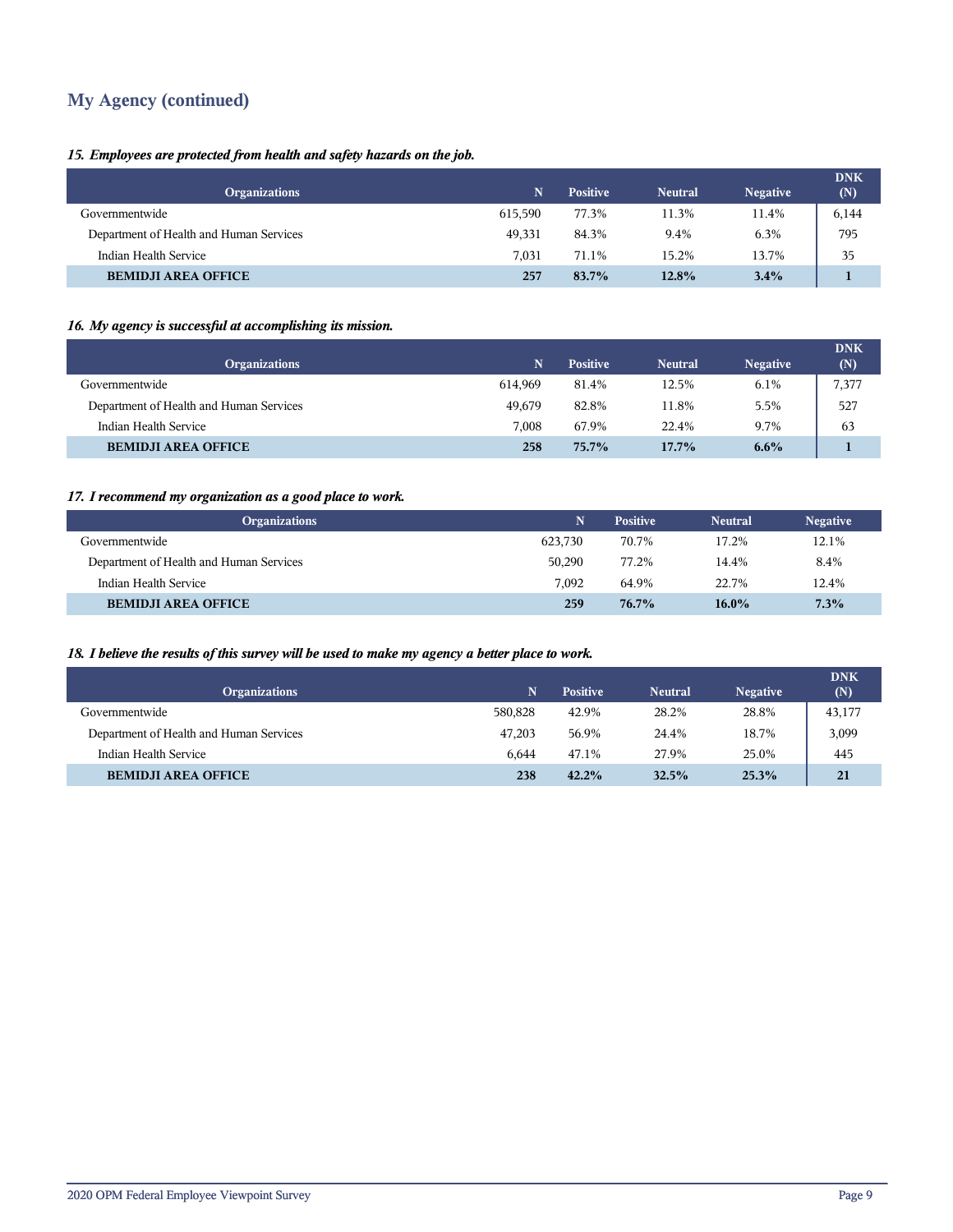## My Agency (continued)

*15. Employees are protected from health and safety hazards on the job.*

| Organizations | N | Positive | Neutral | Negative | DNK (N) |
|---|---|---|---|---|---|
| Governmentwide | 615,590 | 77.3% | 11.3% | 11.4% | 6,144 |
| Department of Health and Human Services | 49,331 | 84.3% | 9.4% | 6.3% | 795 |
| Indian Health Service | 7,031 | 71.1% | 15.2% | 13.7% | 35 |
| **BEMIDJI AREA OFFICE** | **257** | **83.7%** | **12.8%** | **3.4%** | **1** |

*16. My agency is successful at accomplishing its mission.*

| Organizations | N | Positive | Neutral | Negative | DNK (N) |
|---|---|---|---|---|---|
| Governmentwide | 614,969 | 81.4% | 12.5% | 6.1% | 7,377 |
| Department of Health and Human Services | 49,679 | 82.8% | 11.8% | 5.5% | 527 |
| Indian Health Service | 7,008 | 67.9% | 22.4% | 9.7% | 63 |
| **BEMIDJI AREA OFFICE** | **258** | **75.7%** | **17.7%** | **6.6%** | **1** |

*17. I recommend my organization as a good place to work.*

| Organizations | N | Positive | Neutral | Negative |
|---|---|---|---|---|
| Governmentwide | 623,730 | 70.7% | 17.2% | 12.1% |
| Department of Health and Human Services | 50,290 | 77.2% | 14.4% | 8.4% |
| Indian Health Service | 7,092 | 64.9% | 22.7% | 12.4% |
| **BEMIDJI AREA OFFICE** | **259** | **76.7%** | **16.0%** | **7.3%** |

*18. I believe the results of this survey will be used to make my agency a better place to work.*

| Organizations | N | Positive | Neutral | Negative | DNK (N) |
|---|---|---|---|---|---|
| Governmentwide | 580,828 | 42.9% | 28.2% | 28.8% | 43,177 |
| Department of Health and Human Services | 47,203 | 56.9% | 24.4% | 18.7% | 3,099 |
| Indian Health Service | 6,644 | 47.1% | 27.9% | 25.0% | 445 |
| **BEMIDJI AREA OFFICE** | **238** | **42.2%** | **32.5%** | **25.3%** | **21** |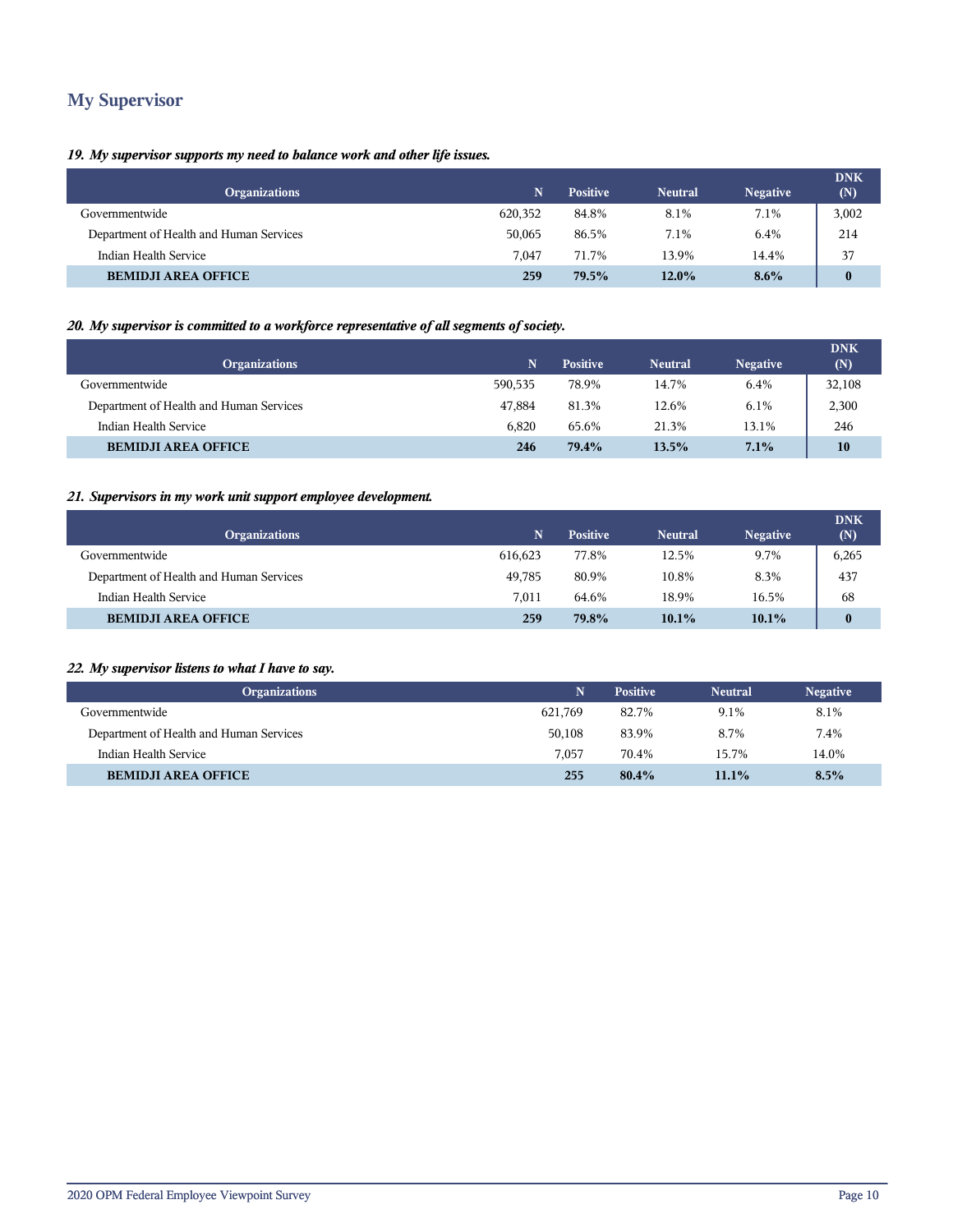## My Supervisor

*19. My supervisor supports my need to balance work and other life issues.*

| Organizations | N | Positive | Neutral | Negative | DNK (N) |
|---|---|---|---|---|---|
| Governmentwide | 620,352 | 84.8% | 8.1% | 7.1% | 3,002 |
| Department of Health and Human Services | 50,065 | 86.5% | 7.1% | 6.4% | 214 |
| Indian Health Service | 7,047 | 71.7% | 13.9% | 14.4% | 37 |
| **BEMIDJI AREA OFFICE** | **259** | **79.5%** | **12.0%** | **8.6%** | **0** |

*20. My supervisor is committed to a workforce representative of all segments of society.*

| Organizations | N | Positive | Neutral | Negative | DNK (N) |
|---|---|---|---|---|---|
| Governmentwide | 590,535 | 78.9% | 14.7% | 6.4% | 32,108 |
| Department of Health and Human Services | 47,884 | 81.3% | 12.6% | 6.1% | 2,300 |
| Indian Health Service | 6,820 | 65.6% | 21.3% | 13.1% | 246 |
| **BEMIDJI AREA OFFICE** | **246** | **79.4%** | **13.5%** | **7.1%** | **10** |

*21. Supervisors in my work unit support employee development.*

| Organizations | N | Positive | Neutral | Negative | DNK (N) |
|---|---|---|---|---|---|
| Governmentwide | 616,623 | 77.8% | 12.5% | 9.7% | 6,265 |
| Department of Health and Human Services | 49,785 | 80.9% | 10.8% | 8.3% | 437 |
| Indian Health Service | 7,011 | 64.6% | 18.9% | 16.5% | 68 |
| **BEMIDJI AREA OFFICE** | **259** | **79.8%** | **10.1%** | **10.1%** | **0** |

*22. My supervisor listens to what I have to say.*

| Organizations | N | Positive | Neutral | Negative |
|---|---|---|---|---|
| Governmentwide | 621,769 | 82.7% | 9.1% | 8.1% |
| Department of Health and Human Services | 50,108 | 83.9% | 8.7% | 7.4% |
| Indian Health Service | 7,057 | 70.4% | 15.7% | 14.0% |
| **BEMIDJI AREA OFFICE** | **255** | **80.4%** | **11.1%** | **8.5%** |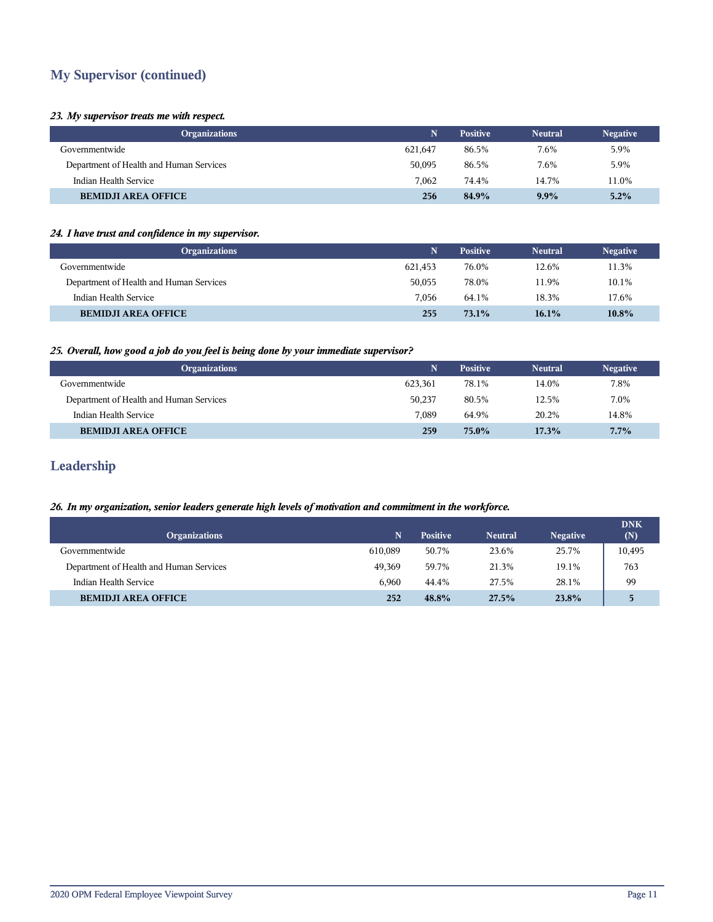## My Supervisor (continued)

***23. My supervisor treats me with respect.***

| Organizations | N | Positive | Neutral | Negative |
|---|---|---|---|---|
| Governmentwide | 621,647 | 86.5% | 7.6% | 5.9% |
| Department of Health and Human Services | 50,095 | 86.5% | 7.6% | 5.9% |
| Indian Health Service | 7,062 | 74.4% | 14.7% | 11.0% |
| **BEMIDJI AREA OFFICE** | **256** | **84.9%** | **9.9%** | **5.2%** |

***24. I have trust and confidence in my supervisor.***

| Organizations | N | Positive | Neutral | Negative |
|---|---|---|---|---|
| Governmentwide | 621,453 | 76.0% | 12.6% | 11.3% |
| Department of Health and Human Services | 50,055 | 78.0% | 11.9% | 10.1% |
| Indian Health Service | 7,056 | 64.1% | 18.3% | 17.6% |
| **BEMIDJI AREA OFFICE** | **255** | **73.1%** | **16.1%** | **10.8%** |

***25. Overall, how good a job do you feel is being done by your immediate supervisor?***

| Organizations | N | Positive | Neutral | Negative |
|---|---|---|---|---|
| Governmentwide | 623,361 | 78.1% | 14.0% | 7.8% |
| Department of Health and Human Services | 50,237 | 80.5% | 12.5% | 7.0% |
| Indian Health Service | 7,089 | 64.9% | 20.2% | 14.8% |
| **BEMIDJI AREA OFFICE** | **259** | **75.0%** | **17.3%** | **7.7%** |

## Leadership

***26. In my organization, senior leaders generate high levels of motivation and commitment in the workforce.***

| Organizations | N | Positive | Neutral | Negative | DNK (N) |
|---|---|---|---|---|---|
| Governmentwide | 610,089 | 50.7% | 23.6% | 25.7% | 10,495 |
| Department of Health and Human Services | 49,369 | 59.7% | 21.3% | 19.1% | 763 |
| Indian Health Service | 6,960 | 44.4% | 27.5% | 28.1% | 99 |
| **BEMIDJI AREA OFFICE** | **252** | **48.8%** | **27.5%** | **23.8%** | **5** |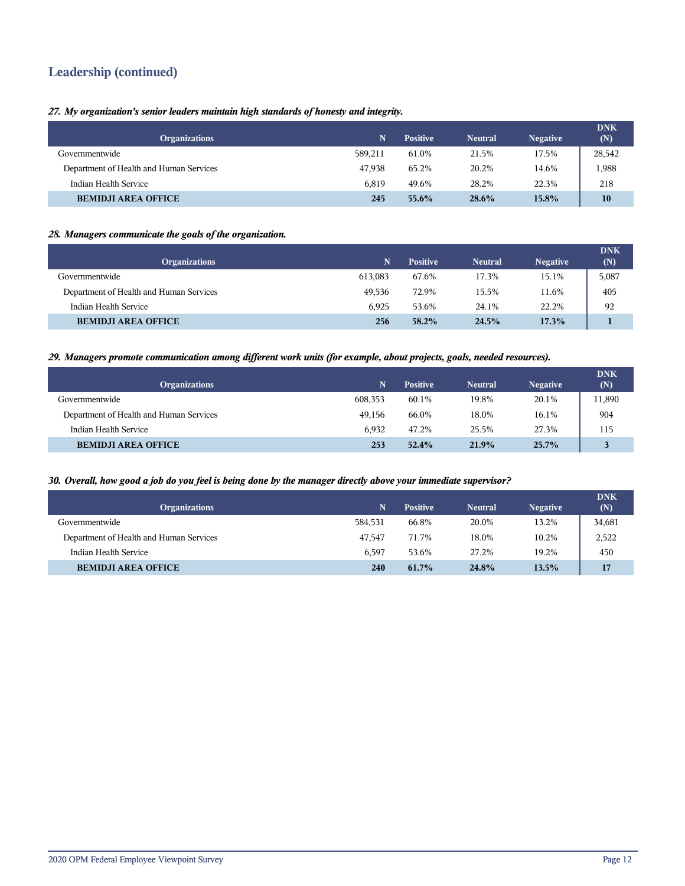## Leadership (continued)

***27. My organization's senior leaders maintain high standards of honesty and integrity.***

| Organizations | N | Positive | Neutral | Negative | DNK (N) |
|---|---|---|---|---|---|
| Governmentwide | 589,211 | 61.0% | 21.5% | 17.5% | 28,542 |
| Department of Health and Human Services | 47,938 | 65.2% | 20.2% | 14.6% | 1,988 |
| Indian Health Service | 6,819 | 49.6% | 28.2% | 22.3% | 218 |
| **BEMIDJI AREA OFFICE** | **245** | **55.6%** | **28.6%** | **15.8%** | **10** |

***28. Managers communicate the goals of the organization.***

| Organizations | N | Positive | Neutral | Negative | DNK (N) |
|---|---|---|---|---|---|
| Governmentwide | 613,083 | 67.6% | 17.3% | 15.1% | 5,087 |
| Department of Health and Human Services | 49,536 | 72.9% | 15.5% | 11.6% | 405 |
| Indian Health Service | 6,925 | 53.6% | 24.1% | 22.2% | 92 |
| **BEMIDJI AREA OFFICE** | **256** | **58.2%** | **24.5%** | **17.3%** | **1** |

***29. Managers promote communication among different work units (for example, about projects, goals, needed resources).***

| Organizations | N | Positive | Neutral | Negative | DNK (N) |
|---|---|---|---|---|---|
| Governmentwide | 608,353 | 60.1% | 19.8% | 20.1% | 11,890 |
| Department of Health and Human Services | 49,156 | 66.0% | 18.0% | 16.1% | 904 |
| Indian Health Service | 6,932 | 47.2% | 25.5% | 27.3% | 115 |
| **BEMIDJI AREA OFFICE** | **253** | **52.4%** | **21.9%** | **25.7%** | **3** |

***30. Overall, how good a job do you feel is being done by the manager directly above your immediate supervisor?***

| Organizations | N | Positive | Neutral | Negative | DNK (N) |
|---|---|---|---|---|---|
| Governmentwide | 584,531 | 66.8% | 20.0% | 13.2% | 34,681 |
| Department of Health and Human Services | 47,547 | 71.7% | 18.0% | 10.2% | 2,522 |
| Indian Health Service | 6,597 | 53.6% | 27.2% | 19.2% | 450 |
| **BEMIDJI AREA OFFICE** | **240** | **61.7%** | **24.8%** | **13.5%** | **17** |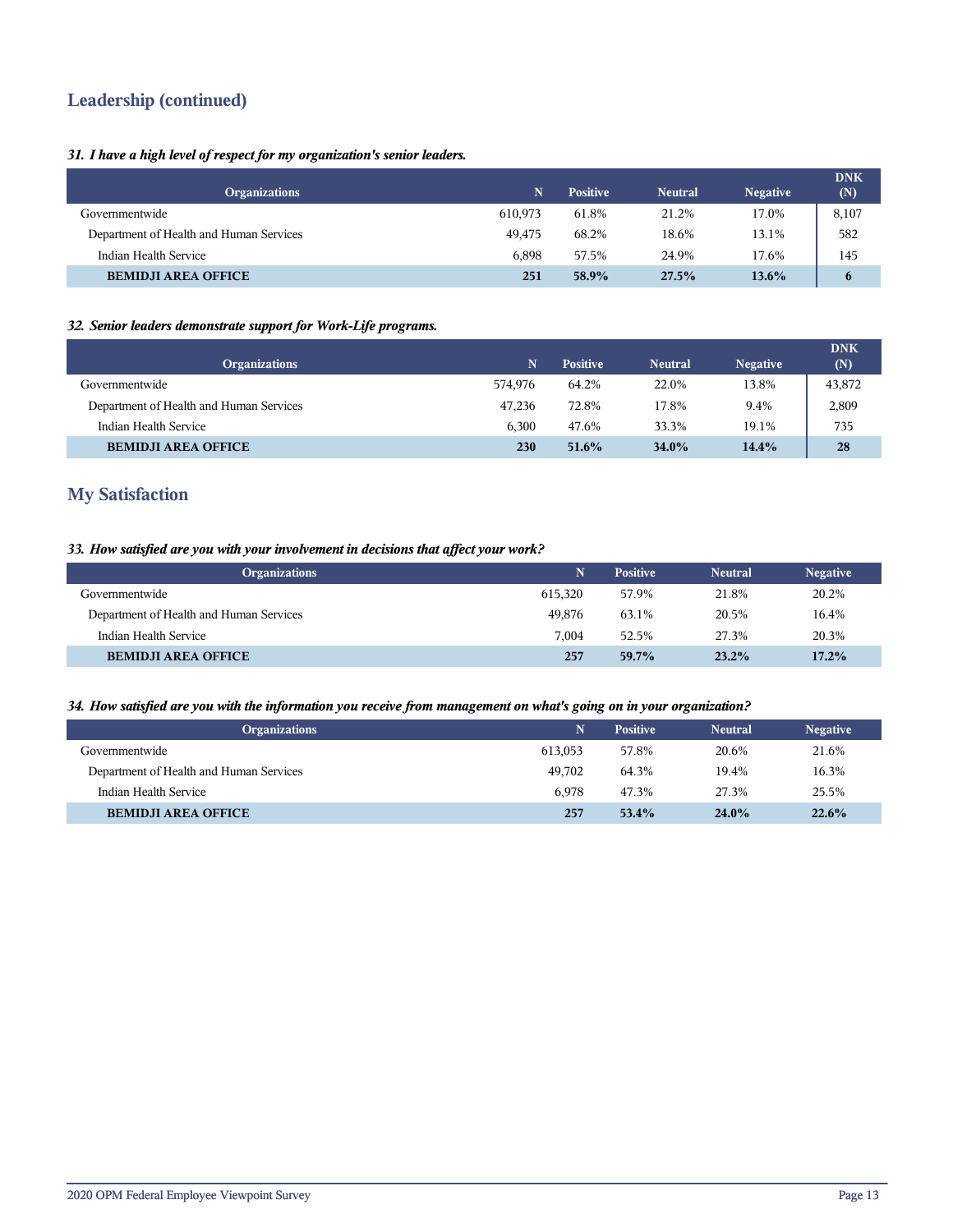## Leadership (continued)

*31. I have a high level of respect for my organization's senior leaders.*

| Organizations | N | Positive | Neutral | Negative | DNK (N) |
|---|---|---|---|---|---|
| Governmentwide | 610,973 | 61.8% | 21.2% | 17.0% | 8,107 |
| Department of Health and Human Services | 49,475 | 68.2% | 18.6% | 13.1% | 582 |
| Indian Health Service | 6,898 | 57.5% | 24.9% | 17.6% | 145 |
| **BEMIDJI AREA OFFICE** | **251** | **58.9%** | **27.5%** | **13.6%** | **6** |

*32. Senior leaders demonstrate support for Work-Life programs.*

| Organizations | N | Positive | Neutral | Negative | DNK (N) |
|---|---|---|---|---|---|
| Governmentwide | 574,976 | 64.2% | 22.0% | 13.8% | 43,872 |
| Department of Health and Human Services | 47,236 | 72.8% | 17.8% | 9.4% | 2,809 |
| Indian Health Service | 6,300 | 47.6% | 33.3% | 19.1% | 735 |
| **BEMIDJI AREA OFFICE** | **230** | **51.6%** | **34.0%** | **14.4%** | **28** |

## My Satisfaction

*33. How satisfied are you with your involvement in decisions that affect your work?*

| Organizations | N | Positive | Neutral | Negative |
|---|---|---|---|---|
| Governmentwide | 615,320 | 57.9% | 21.8% | 20.2% |
| Department of Health and Human Services | 49,876 | 63.1% | 20.5% | 16.4% |
| Indian Health Service | 7,004 | 52.5% | 27.3% | 20.3% |
| **BEMIDJI AREA OFFICE** | **257** | **59.7%** | **23.2%** | **17.2%** |

*34. How satisfied are you with the information you receive from management on what's going on in your organization?*

| Organizations | N | Positive | Neutral | Negative |
|---|---|---|---|---|
| Governmentwide | 613,053 | 57.8% | 20.6% | 21.6% |
| Department of Health and Human Services | 49,702 | 64.3% | 19.4% | 16.3% |
| Indian Health Service | 6,978 | 47.3% | 27.3% | 25.5% |
| **BEMIDJI AREA OFFICE** | **257** | **53.4%** | **24.0%** | **22.6%** |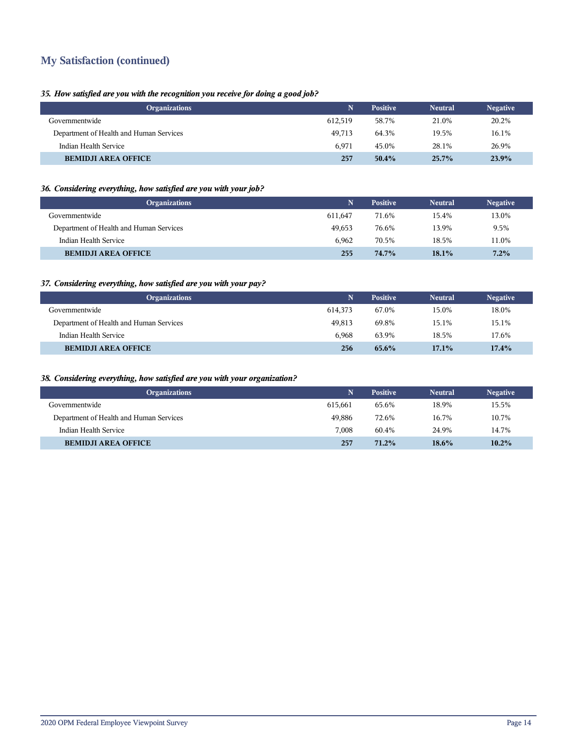## My Satisfaction (continued)

*35. How satisfied are you with the recognition you receive for doing a good job?*

| Organizations | N | Positive | Neutral | Negative |
|---|---|---|---|---|
| Governmentwide | 612,519 | 58.7% | 21.0% | 20.2% |
| Department of Health and Human Services | 49,713 | 64.3% | 19.5% | 16.1% |
| Indian Health Service | 6,971 | 45.0% | 28.1% | 26.9% |
| **BEMIDJI AREA OFFICE** | **257** | **50.4%** | **25.7%** | **23.9%** |

*36. Considering everything, how satisfied are you with your job?*

| Organizations | N | Positive | Neutral | Negative |
|---|---|---|---|---|
| Governmentwide | 611,647 | 71.6% | 15.4% | 13.0% |
| Department of Health and Human Services | 49,653 | 76.6% | 13.9% | 9.5% |
| Indian Health Service | 6,962 | 70.5% | 18.5% | 11.0% |
| **BEMIDJI AREA OFFICE** | **255** | **74.7%** | **18.1%** | **7.2%** |

*37. Considering everything, how satisfied are you with your pay?*

| Organizations | N | Positive | Neutral | Negative |
|---|---|---|---|---|
| Governmentwide | 614,373 | 67.0% | 15.0% | 18.0% |
| Department of Health and Human Services | 49,813 | 69.8% | 15.1% | 15.1% |
| Indian Health Service | 6,968 | 63.9% | 18.5% | 17.6% |
| **BEMIDJI AREA OFFICE** | **256** | **65.6%** | **17.1%** | **17.4%** |

*38. Considering everything, how satisfied are you with your organization?*

| Organizations | N | Positive | Neutral | Negative |
|---|---|---|---|---|
| Governmentwide | 615,661 | 65.6% | 18.9% | 15.5% |
| Department of Health and Human Services | 49,886 | 72.6% | 16.7% | 10.7% |
| Indian Health Service | 7,008 | 60.4% | 24.9% | 14.7% |
| **BEMIDJI AREA OFFICE** | **257** | **71.2%** | **18.6%** | **10.2%** |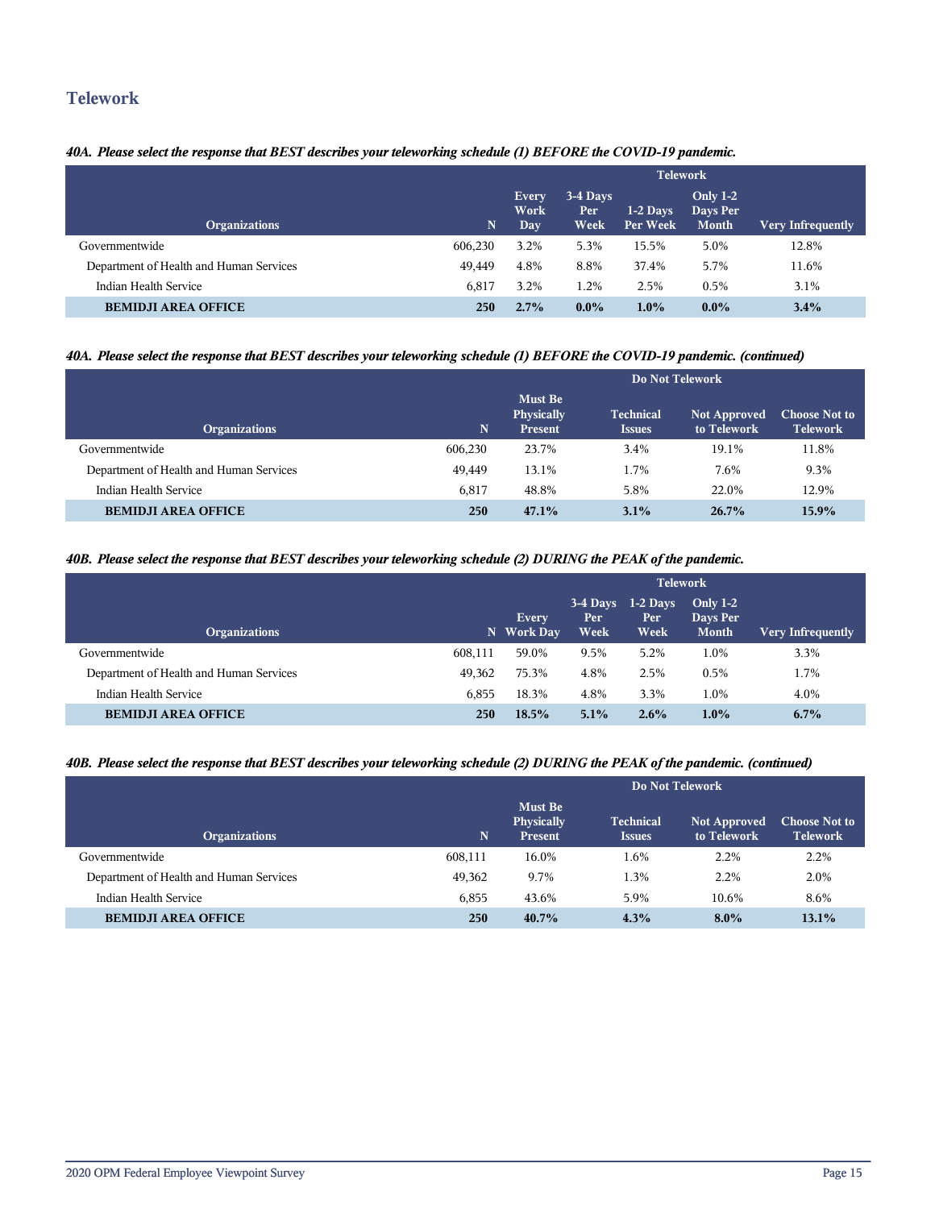## Telework

***40A. Please select the response that BEST describes your teleworking schedule (1) BEFORE the COVID-19 pandemic.***

| Organizations | N | Telework | | | | |
|---|---|---|---|---|---|---|
| | | Every Work Day | 3-4 Days Per Week | 1-2 Days Per Week | Only 1-2 Days Per Month | Very Infrequently |
| Governmentwide | 606,230 | 3.2% | 5.3% | 15.5% | 5.0% | 12.8% |
| Department of Health and Human Services | 49,449 | 4.8% | 8.8% | 37.4% | 5.7% | 11.6% |
| Indian Health Service | 6,817 | 3.2% | 1.2% | 2.5% | 0.5% | 3.1% |
| **BEMIDJI AREA OFFICE** | **250** | **2.7%** | **0.0%** | **1.0%** | **0.0%** | **3.4%** |

***40A. Please select the response that BEST describes your teleworking schedule (1) BEFORE the COVID-19 pandemic. (continued)***

| Organizations | N | Do Not Telework | | | |
|---|---|---|---|---|---|
| | | Must Be Physically Present | Technical Issues | Not Approved to Telework | Choose Not to Telework |
| Governmentwide | 606,230 | 23.7% | 3.4% | 19.1% | 11.8% |
| Department of Health and Human Services | 49,449 | 13.1% | 1.7% | 7.6% | 9.3% |
| Indian Health Service | 6,817 | 48.8% | 5.8% | 22.0% | 12.9% |
| **BEMIDJI AREA OFFICE** | **250** | **47.1%** | **3.1%** | **26.7%** | **15.9%** |

***40B. Please select the response that BEST describes your teleworking schedule (2) DURING the PEAK of the pandemic.***

| Organizations | N | Telework | | | | |
|---|---|---|---|---|---|---|
| | | Every Work Day | 3-4 Days Per Week | 1-2 Days Per Week | Only 1-2 Days Per Month | Very Infrequently |
| Governmentwide | 608,111 | 59.0% | 9.5% | 5.2% | 1.0% | 3.3% |
| Department of Health and Human Services | 49,362 | 75.3% | 4.8% | 2.5% | 0.5% | 1.7% |
| Indian Health Service | 6,855 | 18.3% | 4.8% | 3.3% | 1.0% | 4.0% |
| **BEMIDJI AREA OFFICE** | **250** | **18.5%** | **5.1%** | **2.6%** | **1.0%** | **6.7%** |

***40B. Please select the response that BEST describes your teleworking schedule (2) DURING the PEAK of the pandemic. (continued)***

| Organizations | N | Do Not Telework | | | |
|---|---|---|---|---|---|
| | | Must Be Physically Present | Technical Issues | Not Approved to Telework | Choose Not to Telework |
| Governmentwide | 608,111 | 16.0% | 1.6% | 2.2% | 2.2% |
| Department of Health and Human Services | 49,362 | 9.7% | 1.3% | 2.2% | 2.0% |
| Indian Health Service | 6,855 | 43.6% | 5.9% | 10.6% | 8.6% |
| **BEMIDJI AREA OFFICE** | **250** | **40.7%** | **4.3%** | **8.0%** | **13.1%** |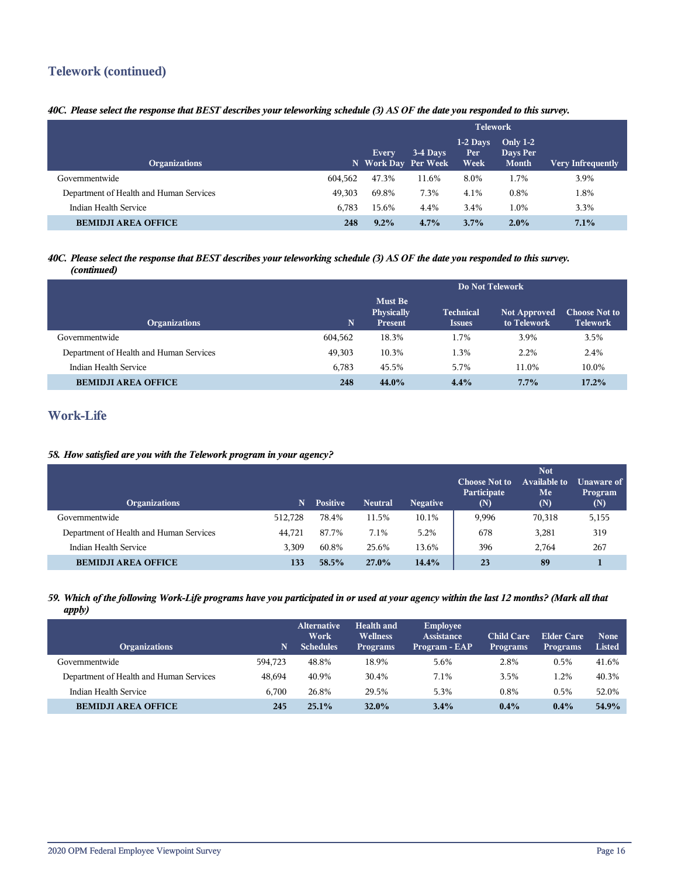## Telework (continued)

*40C. Please select the response that BEST describes your teleworking schedule (3) AS OF the date you responded to this survey.*

| Organizations | N | Telework | | | | |
|---|---|---|---|---|---|---|
| | | Every Work Day | 3-4 Days Per Week | 1-2 Days Per Week | Only 1-2 Days Per Month | Very Infrequently |
| Governmentwide | 604,562 | 47.3% | 11.6% | 8.0% | 1.7% | 3.9% |
| Department of Health and Human Services | 49,303 | 69.8% | 7.3% | 4.1% | 0.8% | 1.8% |
| Indian Health Service | 6,783 | 15.6% | 4.4% | 3.4% | 1.0% | 3.3% |
| **BEMIDJI AREA OFFICE** | **248** | **9.2%** | **4.7%** | **3.7%** | **2.0%** | **7.1%** |

*40C. Please select the response that BEST describes your teleworking schedule (3) AS OF the date you responded to this survey. (continued)*

| Organizations | N | Do Not Telework | | | |
|---|---|---|---|---|---|
| | | Must Be Physically Present | Technical Issues | Not Approved to Telework | Choose Not to Telework |
| Governmentwide | 604,562 | 18.3% | 1.7% | 3.9% | 3.5% |
| Department of Health and Human Services | 49,303 | 10.3% | 1.3% | 2.2% | 2.4% |
| Indian Health Service | 6,783 | 45.5% | 5.7% | 11.0% | 10.0% |
| **BEMIDJI AREA OFFICE** | **248** | **44.0%** | **4.4%** | **7.7%** | **17.2%** |

## Work-Life

*58. How satisfied are you with the Telework program in your agency?*

| Organizations | N | Positive | Neutral | Negative | Choose Not to Participate (N) | Not Available to Me (N) | Unaware of Program (N) |
|---|---|---|---|---|---|---|---|
| Governmentwide | 512,728 | 78.4% | 11.5% | 10.1% | 9,996 | 70,318 | 5,155 |
| Department of Health and Human Services | 44,721 | 87.7% | 7.1% | 5.2% | 678 | 3,281 | 319 |
| Indian Health Service | 3,309 | 60.8% | 25.6% | 13.6% | 396 | 2,764 | 267 |
| **BEMIDJI AREA OFFICE** | **133** | **58.5%** | **27.0%** | **14.4%** | **23** | **89** | **1** |

*59. Which of the following Work-Life programs have you participated in or used at your agency within the last 12 months? (Mark all that apply)*

| Organizations | N | Alternative Work Schedules | Health and Wellness Programs | Employee Assistance Program - EAP | Child Care Programs | Elder Care Programs | None Listed |
|---|---|---|---|---|---|---|---|
| Governmentwide | 594,723 | 48.8% | 18.9% | 5.6% | 2.8% | 0.5% | 41.6% |
| Department of Health and Human Services | 48,694 | 40.9% | 30.4% | 7.1% | 3.5% | 1.2% | 40.3% |
| Indian Health Service | 6,700 | 26.8% | 29.5% | 5.3% | 0.8% | 0.5% | 52.0% |
| **BEMIDJI AREA OFFICE** | **245** | **25.1%** | **32.0%** | **3.4%** | **0.4%** | **0.4%** | **54.9%** |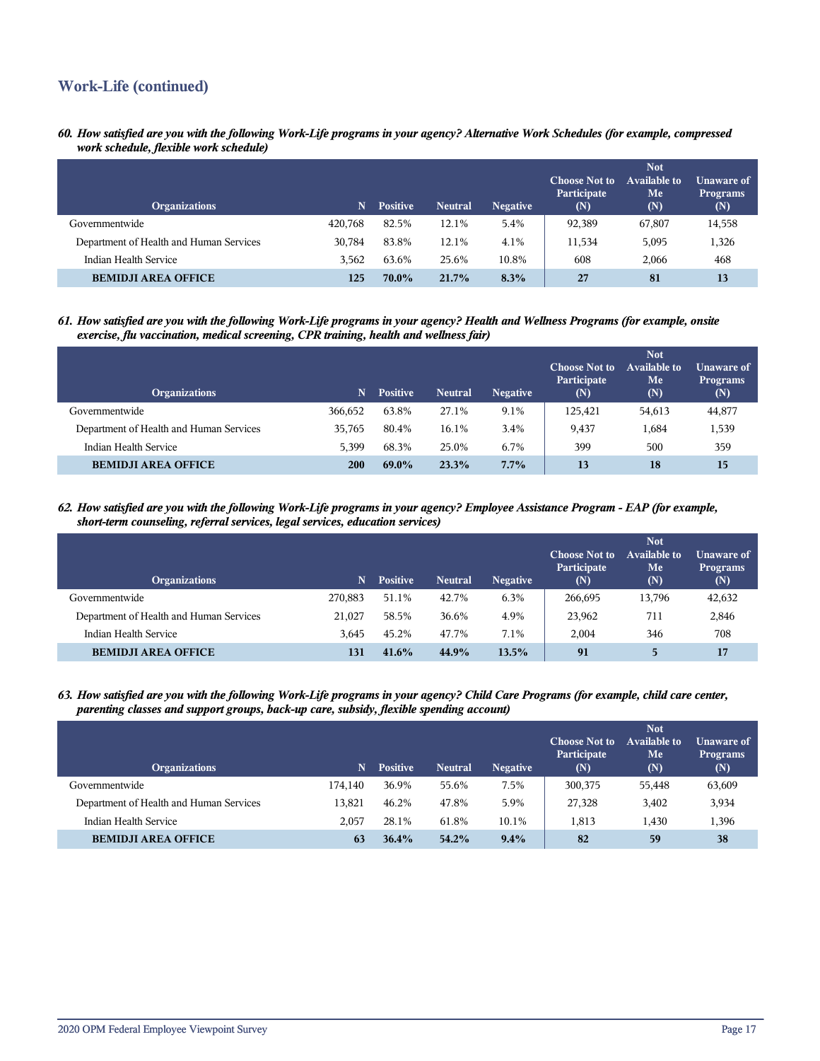## Work-Life (continued)

*60. How satisfied are you with the following Work-Life programs in your agency? Alternative Work Schedules (for example, compressed work schedule, flexible work schedule)*

| Organizations | N | Positive | Neutral | Negative | Choose Not to Participate (N) | Not Available to Me (N) | Unaware of Programs (N) |
|---|---|---|---|---|---|---|---|
| Governmentwide | 420,768 | 82.5% | 12.1% | 5.4% | 92,389 | 67,807 | 14,558 |
| Department of Health and Human Services | 30,784 | 83.8% | 12.1% | 4.1% | 11,534 | 5,095 | 1,326 |
| Indian Health Service | 3,562 | 63.6% | 25.6% | 10.8% | 608 | 2,066 | 468 |
| **BEMIDJI AREA OFFICE** | **125** | **70.0%** | **21.7%** | **8.3%** | **27** | **81** | **13** |

*61. How satisfied are you with the following Work-Life programs in your agency? Health and Wellness Programs (for example, onsite exercise, flu vaccination, medical screening, CPR training, health and wellness fair)*

| Organizations | N | Positive | Neutral | Negative | Choose Not to Participate (N) | Not Available to Me (N) | Unaware of Programs (N) |
|---|---|---|---|---|---|---|---|
| Governmentwide | 366,652 | 63.8% | 27.1% | 9.1% | 125,421 | 54,613 | 44,877 |
| Department of Health and Human Services | 35,765 | 80.4% | 16.1% | 3.4% | 9,437 | 1,684 | 1,539 |
| Indian Health Service | 5,399 | 68.3% | 25.0% | 6.7% | 399 | 500 | 359 |
| **BEMIDJI AREA OFFICE** | **200** | **69.0%** | **23.3%** | **7.7%** | **13** | **18** | **15** |

*62. How satisfied are you with the following Work-Life programs in your agency? Employee Assistance Program - EAP (for example, short-term counseling, referral services, legal services, education services)*

| Organizations | N | Positive | Neutral | Negative | Choose Not to Participate (N) | Not Available to Me (N) | Unaware of Programs (N) |
|---|---|---|---|---|---|---|---|
| Governmentwide | 270,883 | 51.1% | 42.7% | 6.3% | 266,695 | 13,796 | 42,632 |
| Department of Health and Human Services | 21,027 | 58.5% | 36.6% | 4.9% | 23,962 | 711 | 2,846 |
| Indian Health Service | 3,645 | 45.2% | 47.7% | 7.1% | 2,004 | 346 | 708 |
| **BEMIDJI AREA OFFICE** | **131** | **41.6%** | **44.9%** | **13.5%** | **91** | **5** | **17** |

*63. How satisfied are you with the following Work-Life programs in your agency? Child Care Programs (for example, child care center, parenting classes and support groups, back-up care, subsidy, flexible spending account)*

| Organizations | N | Positive | Neutral | Negative | Choose Not to Participate (N) | Not Available to Me (N) | Unaware of Programs (N) |
|---|---|---|---|---|---|---|---|
| Governmentwide | 174,140 | 36.9% | 55.6% | 7.5% | 300,375 | 55,448 | 63,609 |
| Department of Health and Human Services | 13,821 | 46.2% | 47.8% | 5.9% | 27,328 | 3,402 | 3,934 |
| Indian Health Service | 2,057 | 28.1% | 61.8% | 10.1% | 1,813 | 1,430 | 1,396 |
| **BEMIDJI AREA OFFICE** | **63** | **36.4%** | **54.2%** | **9.4%** | **82** | **59** | **38** |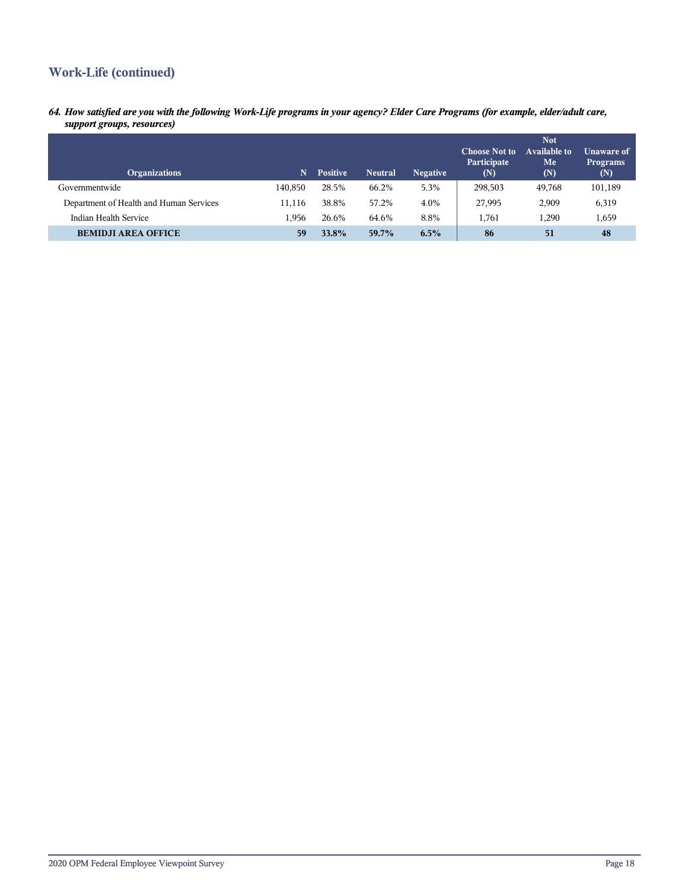## Work-Life (continued)

***64. How satisfied are you with the following Work-Life programs in your agency? Elder Care Programs (for example, elder/adult care, support groups, resources)***

| Organizations | N | Positive | Neutral | Negative | Choose Not to Participate (N) | Not Available to Me (N) | Unaware of Programs (N) |
|---|---|---|---|---|---|---|---|
| Governmentwide | 140,850 | 28.5% | 66.2% | 5.3% | 298,503 | 49,768 | 101,189 |
| Department of Health and Human Services | 11,116 | 38.8% | 57.2% | 4.0% | 27,995 | 2,909 | 6,319 |
| Indian Health Service | 1,956 | 26.6% | 64.6% | 8.8% | 1,761 | 1,290 | 1,659 |
| **BEMIDJI AREA OFFICE** | **59** | **33.8%** | **59.7%** | **6.5%** | **86** | **51** | **48** |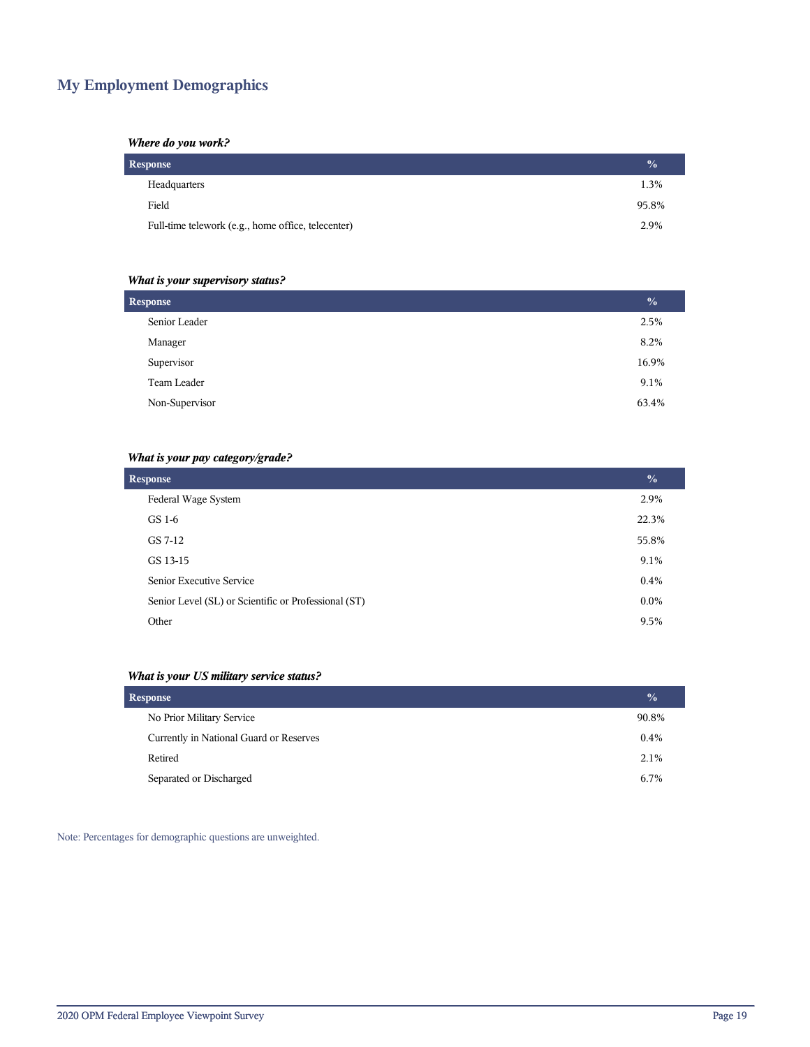## My Employment Demographics

***Where do you work?***

| Response | % |
|---|---|
| Headquarters | 1.3% |
| Field | 95.8% |
| Full-time telework (e.g., home office, telecenter) | 2.9% |

***What is your supervisory status?***

| Response | % |
|---|---|
| Senior Leader | 2.5% |
| Manager | 8.2% |
| Supervisor | 16.9% |
| Team Leader | 9.1% |
| Non-Supervisor | 63.4% |

***What is your pay category/grade?***

| Response | % |
|---|---|
| Federal Wage System | 2.9% |
| GS 1-6 | 22.3% |
| GS 7-12 | 55.8% |
| GS 13-15 | 9.1% |
| Senior Executive Service | 0.4% |
| Senior Level (SL) or Scientific or Professional (ST) | 0.0% |
| Other | 9.5% |

***What is your US military service status?***

| Response | % |
|---|---|
| No Prior Military Service | 90.8% |
| Currently in National Guard or Reserves | 0.4% |
| Retired | 2.1% |
| Separated or Discharged | 6.7% |

Note: Percentages for demographic questions are unweighted.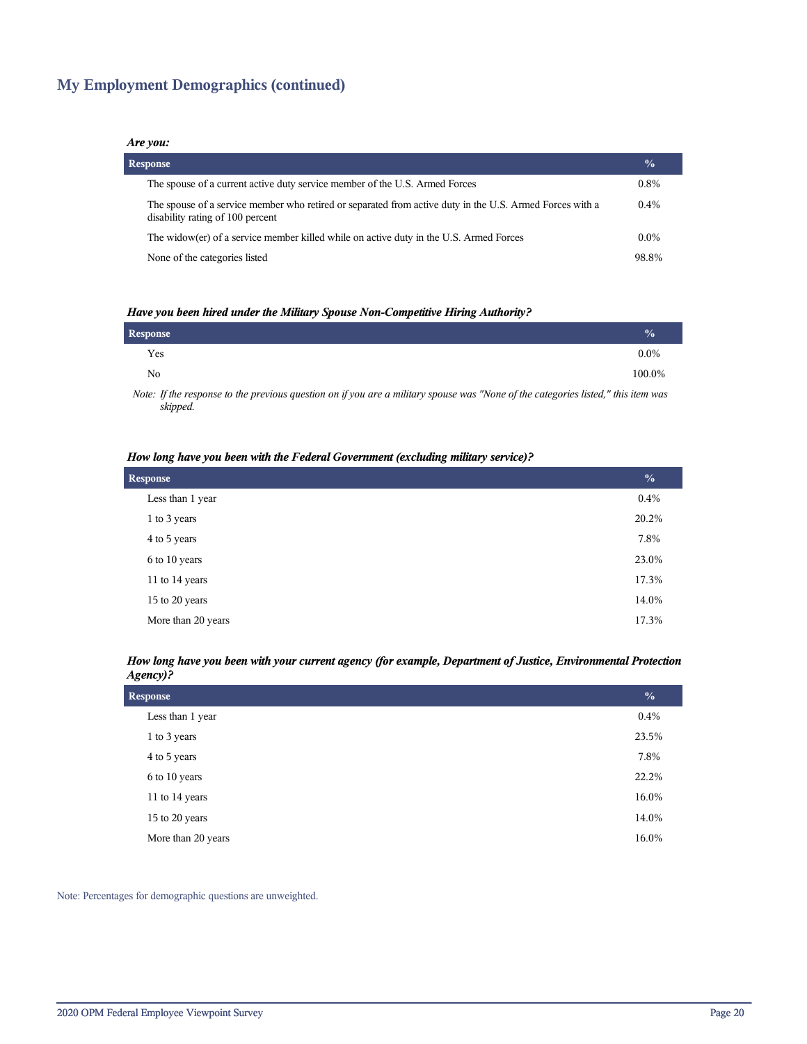## My Employment Demographics (continued)

***Are you:***

| Response | % |
|---|---|
| The spouse of a current active duty service member of the U.S. Armed Forces | 0.8% |
| The spouse of a service member who retired or separated from active duty in the U.S. Armed Forces with a disability rating of 100 percent | 0.4% |
| The widow(er) of a service member killed while on active duty in the U.S. Armed Forces | 0.0% |
| None of the categories listed | 98.8% |

***Have you been hired under the Military Spouse Non-Competitive Hiring Authority?***

| Response | % |
|---|---|
| Yes | 0.0% |
| No | 100.0% |

*Note: If the response to the previous question on if you are a military spouse was "None of the categories listed," this item was skipped.*

***How long have you been with the Federal Government (excluding military service)?***

| Response | % |
|---|---|
| Less than 1 year | 0.4% |
| 1 to 3 years | 20.2% |
| 4 to 5 years | 7.8% |
| 6 to 10 years | 23.0% |
| 11 to 14 years | 17.3% |
| 15 to 20 years | 14.0% |
| More than 20 years | 17.3% |

***How long have you been with your current agency (for example, Department of Justice, Environmental Protection Agency)?***

| Response | % |
|---|---|
| Less than 1 year | 0.4% |
| 1 to 3 years | 23.5% |
| 4 to 5 years | 7.8% |
| 6 to 10 years | 22.2% |
| 11 to 14 years | 16.0% |
| 15 to 20 years | 14.0% |
| More than 20 years | 16.0% |

Note: Percentages for demographic questions are unweighted.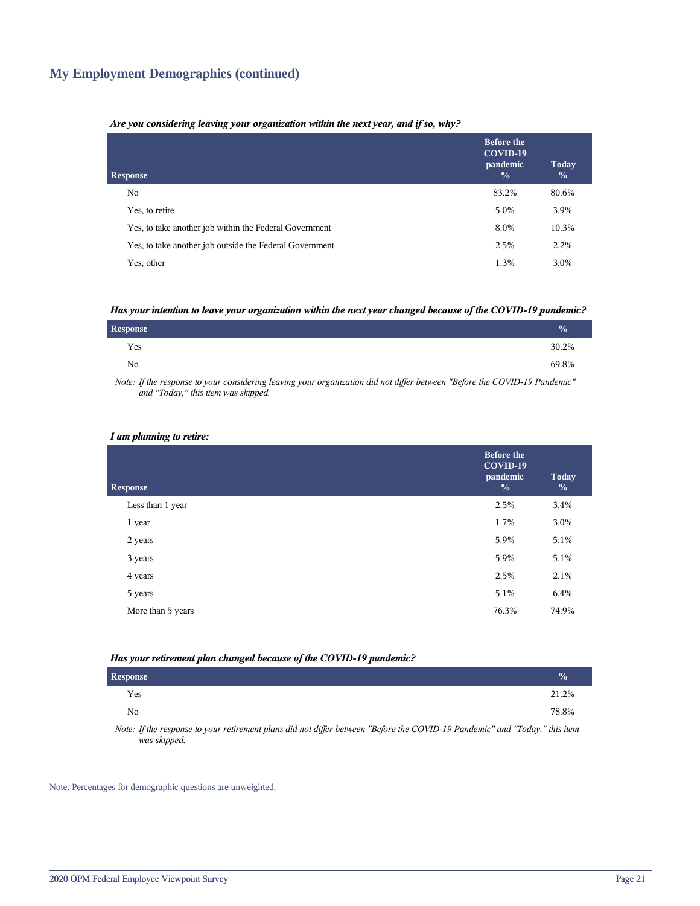## My Employment Demographics (continued)

***Are you considering leaving your organization within the next year, and if so, why?***

| Response | Before the COVID-19 pandemic % | Today % |
|---|---|---|
| No | 83.2% | 80.6% |
| Yes, to retire | 5.0% | 3.9% |
| Yes, to take another job within the Federal Government | 8.0% | 10.3% |
| Yes, to take another job outside the Federal Government | 2.5% | 2.2% |
| Yes, other | 1.3% | 3.0% |

***Has your intention to leave your organization within the next year changed because of the COVID-19 pandemic?***

| Response | % |
|---|---|
| Yes | 30.2% |
| No | 69.8% |

*Note: If the response to your considering leaving your organization did not differ between "Before the COVID-19 Pandemic" and "Today," this item was skipped.*

***I am planning to retire:***

| Response | Before the COVID-19 pandemic % | Today % |
|---|---|---|
| Less than 1 year | 2.5% | 3.4% |
| 1 year | 1.7% | 3.0% |
| 2 years | 5.9% | 5.1% |
| 3 years | 5.9% | 5.1% |
| 4 years | 2.5% | 2.1% |
| 5 years | 5.1% | 6.4% |
| More than 5 years | 76.3% | 74.9% |

***Has your retirement plan changed because of the COVID-19 pandemic?***

| Response | % |
|---|---|
| Yes | 21.2% |
| No | 78.8% |

*Note: If the response to your retirement plans did not differ between "Before the COVID-19 Pandemic" and "Today," this item was skipped.*

Note: Percentages for demographic questions are unweighted.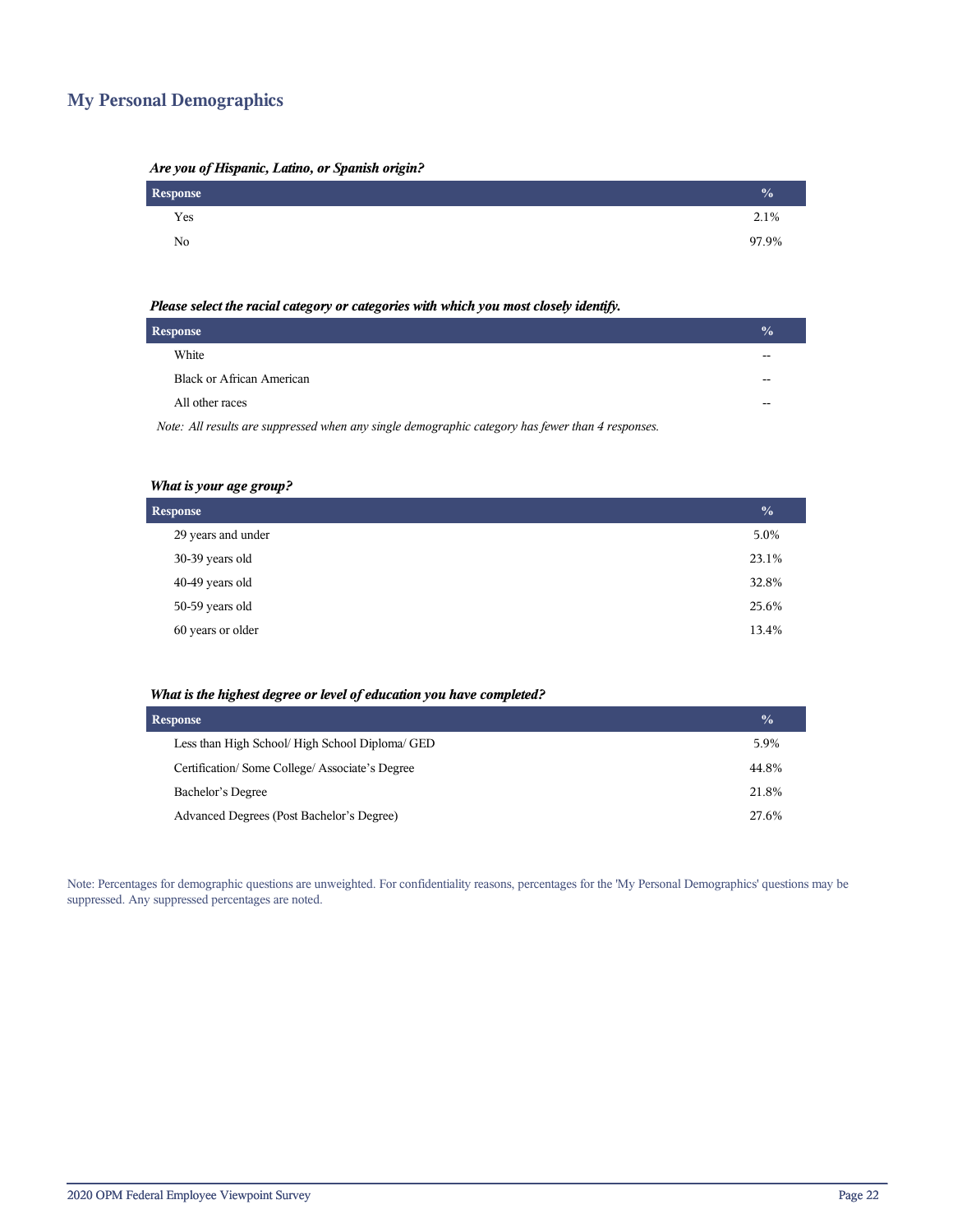## My Personal Demographics

***Are you of Hispanic, Latino, or Spanish origin?***

| Response | % |
|---|---|
| Yes | 2.1% |
| No | 97.9% |

***Please select the racial category or categories with which you most closely identify.***

| Response | % |
|---|---|
| White | -- |
| Black or African American | -- |
| All other races | -- |

*Note: All results are suppressed when any single demographic category has fewer than 4 responses.*

***What is your age group?***

| Response | % |
|---|---|
| 29 years and under | 5.0% |
| 30-39 years old | 23.1% |
| 40-49 years old | 32.8% |
| 50-59 years old | 25.6% |
| 60 years or older | 13.4% |

***What is the highest degree or level of education you have completed?***

| Response | % |
|---|---|
| Less than High School/ High School Diploma/ GED | 5.9% |
| Certification/ Some College/ Associate's Degree | 44.8% |
| Bachelor's Degree | 21.8% |
| Advanced Degrees (Post Bachelor's Degree) | 27.6% |

Note: Percentages for demographic questions are unweighted. For confidentiality reasons, percentages for the 'My Personal Demographics' questions may be suppressed. Any suppressed percentages are noted.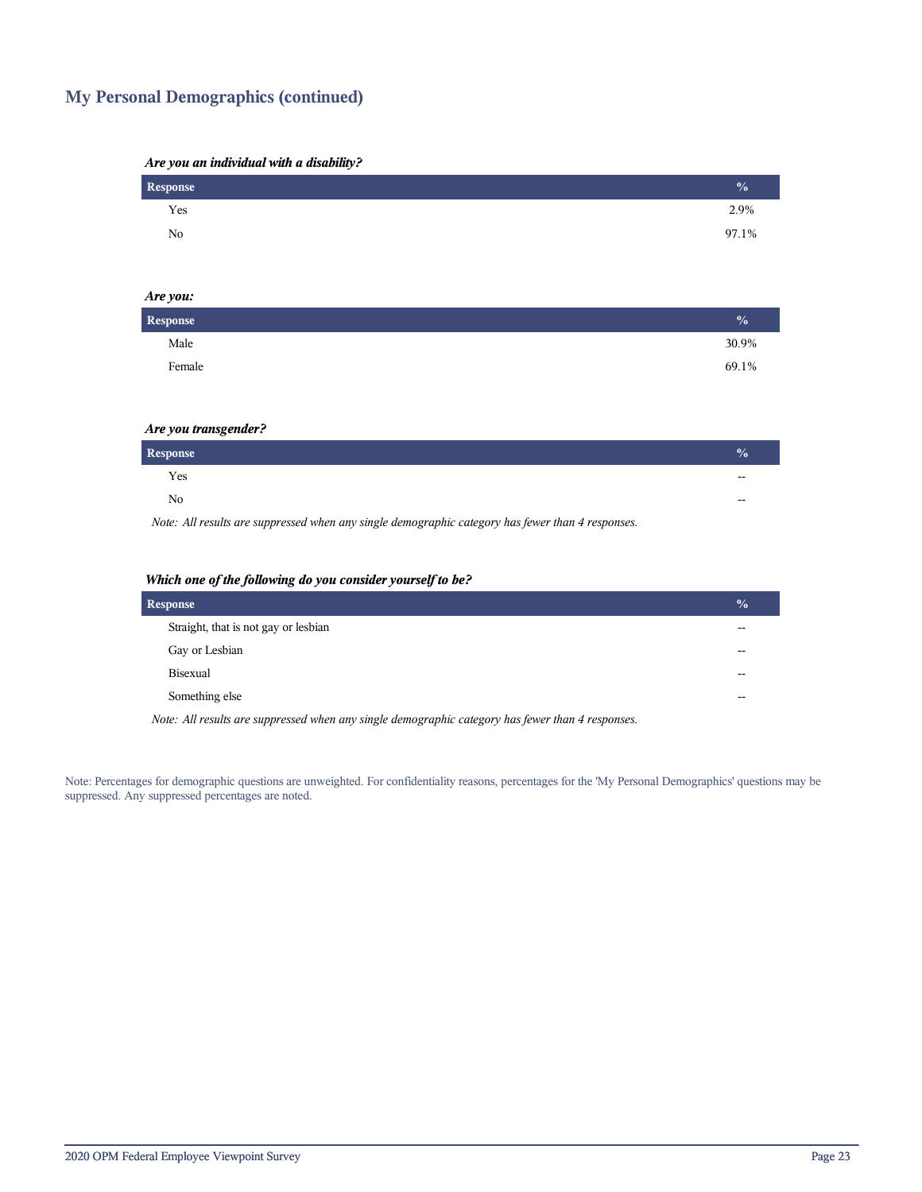## My Personal Demographics (continued)

***Are you an individual with a disability?***

| Response | % |
|---|---|
| Yes | 2.9% |
| No | 97.1% |

***Are you:***

| Response | % |
|---|---|
| Male | 30.9% |
| Female | 69.1% |

***Are you transgender?***

| Response | % |
|---|---|
| Yes | -- |
| No | -- |

*Note: All results are suppressed when any single demographic category has fewer than 4 responses.*

***Which one of the following do you consider yourself to be?***

| Response | % |
|---|---|
| Straight, that is not gay or lesbian | -- |
| Gay or Lesbian | -- |
| Bisexual | -- |
| Something else | -- |

*Note: All results are suppressed when any single demographic category has fewer than 4 responses.*

Note: Percentages for demographic questions are unweighted. For confidentiality reasons, percentages for the 'My Personal Demographics' questions may be suppressed. Any suppressed percentages are noted.